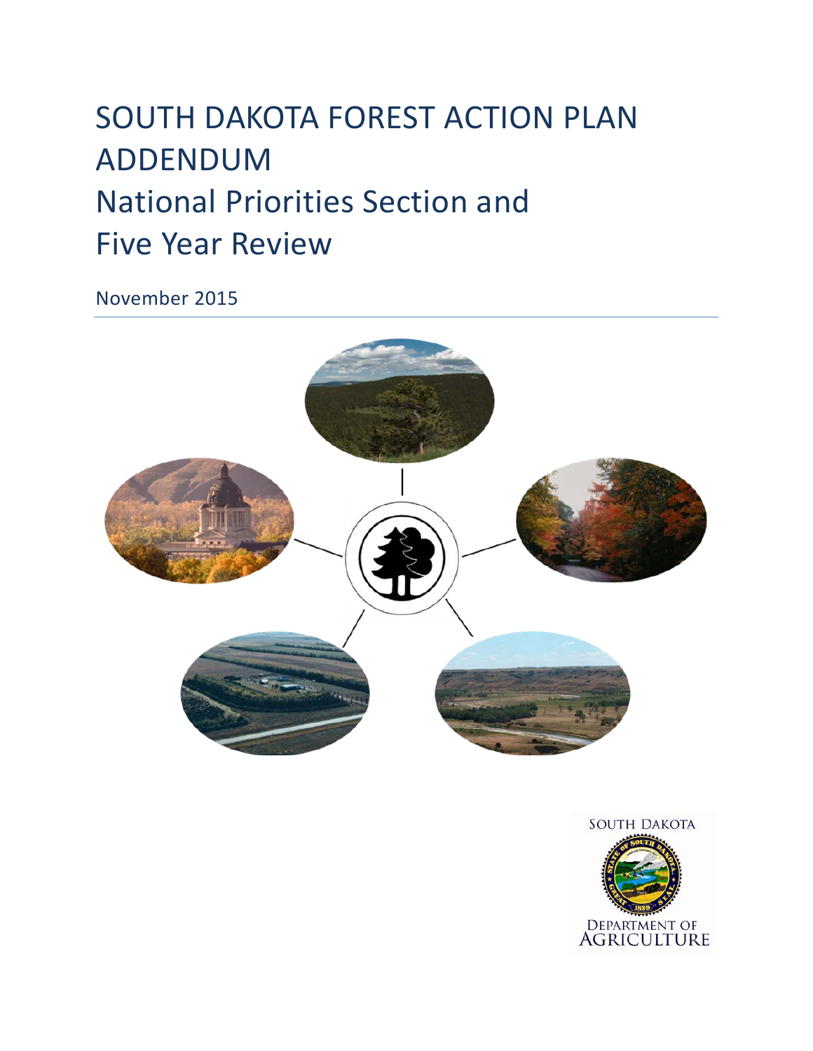# SOUTH DAKOTA FOREST ACTION PLAN ADDENDUM

## National Priorities Section and Five Year Review

November 2015

SOUTH DAKOTA

DEPARTMENT OF AGRICULTURE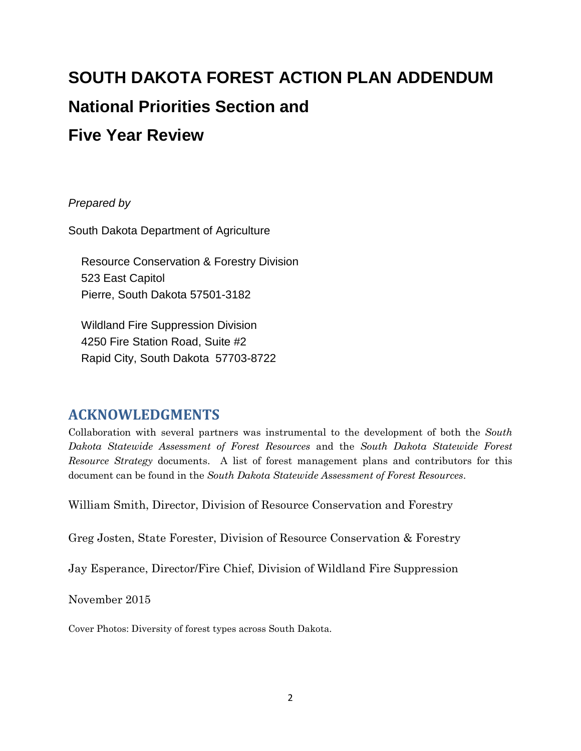# SOUTH DAKOTA FOREST ACTION PLAN ADDENDUM

# National Priorities Section and

# Five Year Review

*Prepared by*

South Dakota Department of Agriculture

Resource Conservation & Forestry Division
523 East Capitol
Pierre, South Dakota 57501-3182

Wildland Fire Suppression Division
4250 Fire Station Road, Suite #2
Rapid City, South Dakota 57703-8722

## ACKNOWLEDGMENTS

Collaboration with several partners was instrumental to the development of both the *South Dakota Statewide Assessment of Forest Resources* and the *South Dakota Statewide Forest Resource Strategy* documents. A list of forest management plans and contributors for this document can be found in the *South Dakota Statewide Assessment of Forest Resources*.

William Smith, Director, Division of Resource Conservation and Forestry

Greg Josten, State Forester, Division of Resource Conservation & Forestry

Jay Esperance, Director/Fire Chief, Division of Wildland Fire Suppression

November 2015

Cover Photos: Diversity of forest types across South Dakota.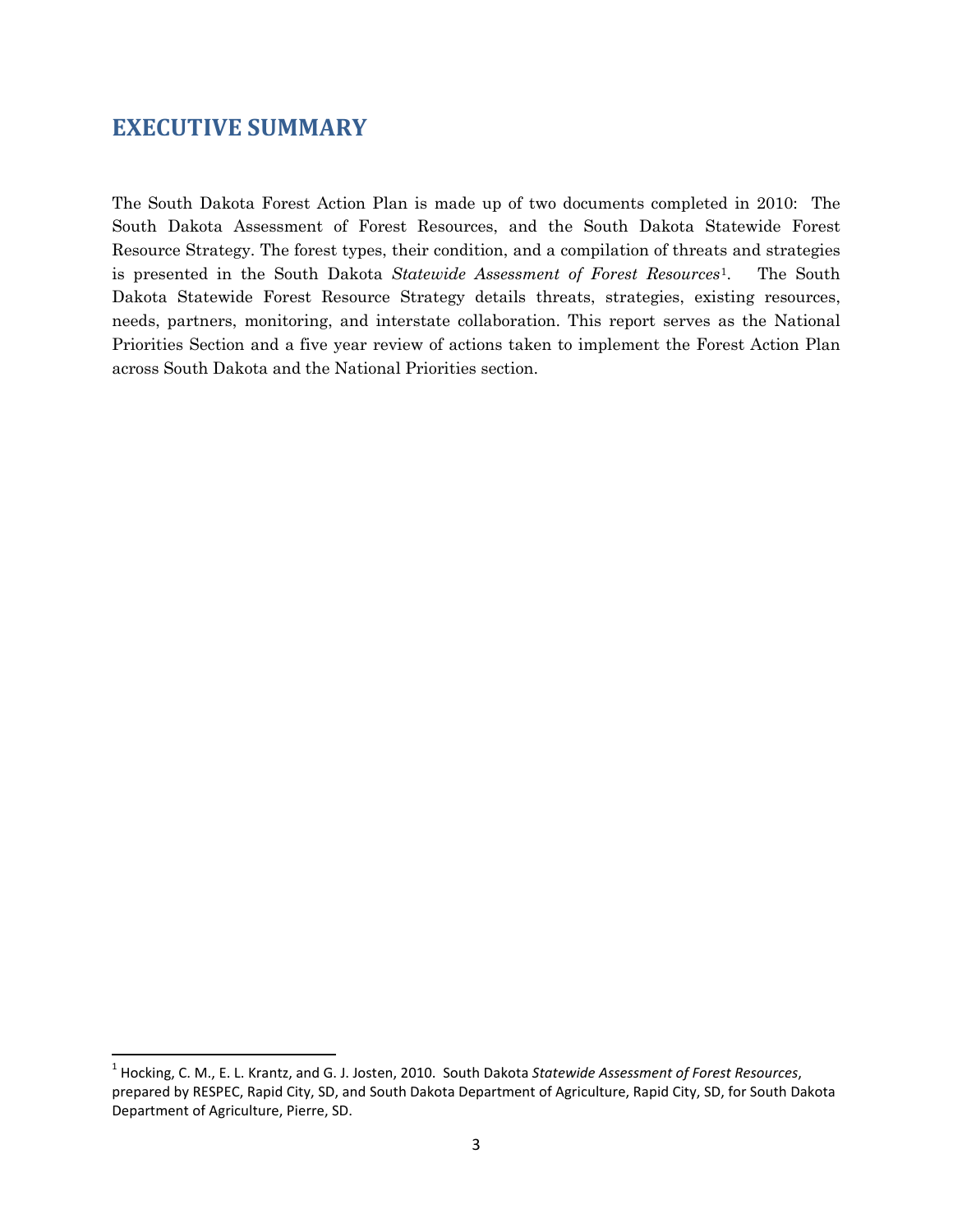# EXECUTIVE SUMMARY

The South Dakota Forest Action Plan is made up of two documents completed in 2010: The South Dakota Assessment of Forest Resources, and the South Dakota Statewide Forest Resource Strategy. The forest types, their condition, and a compilation of threats and strategies is presented in the South Dakota *Statewide Assessment of Forest Resources*[1]. The South Dakota Statewide Forest Resource Strategy details threats, strategies, existing resources, needs, partners, monitoring, and interstate collaboration. This report serves as the National Priorities Section and a five year review of actions taken to implement the Forest Action Plan across South Dakota and the National Priorities section.

---

[1] Hocking, C. M., E. L. Krantz, and G. J. Josten, 2010. South Dakota *Statewide Assessment of Forest Resources*, prepared by RESPEC, Rapid City, SD, and South Dakota Department of Agriculture, Rapid City, SD, for South Dakota Department of Agriculture, Pierre, SD.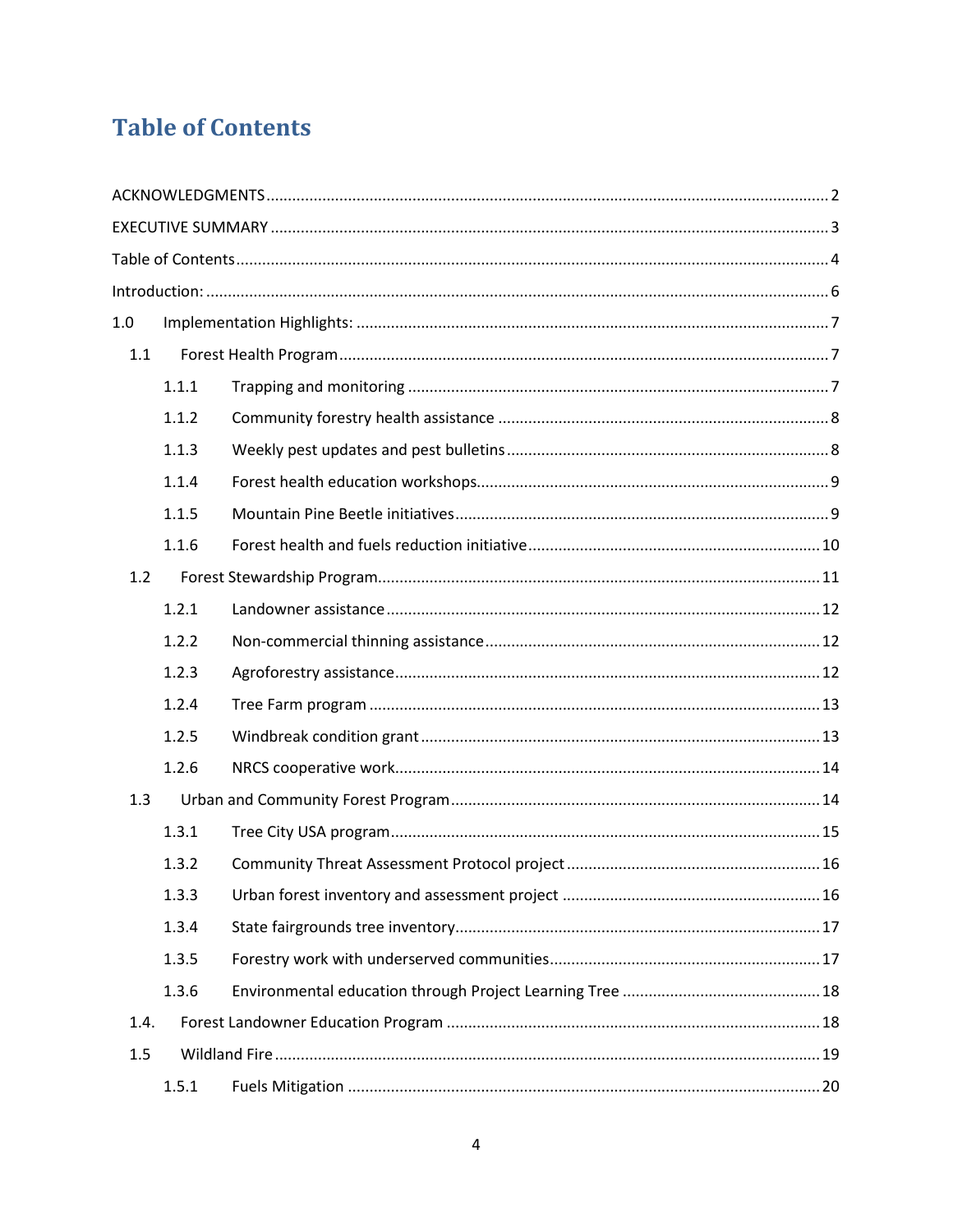# Table of Contents

ACKNOWLEDGMENTS ........ 2

EXECUTIVE SUMMARY ........ 3

Table of Contents ........ 4

Introduction: ........ 6

1.0 Implementation Highlights: ........ 7

- 1.1 Forest Health Program ........ 7
  - 1.1.1 Trapping and monitoring ........ 7
  - 1.1.2 Community forestry health assistance ........ 8
  - 1.1.3 Weekly pest updates and pest bulletins ........ 8
  - 1.1.4 Forest health education workshops ........ 9
  - 1.1.5 Mountain Pine Beetle initiatives ........ 9
  - 1.1.6 Forest health and fuels reduction initiative ........ 10
- 1.2 Forest Stewardship Program ........ 11
  - 1.2.1 Landowner assistance ........ 12
  - 1.2.2 Non-commercial thinning assistance ........ 12
  - 1.2.3 Agroforestry assistance ........ 12
  - 1.2.4 Tree Farm program ........ 13
  - 1.2.5 Windbreak condition grant ........ 13
  - 1.2.6 NRCS cooperative work ........ 14
- 1.3 Urban and Community Forest Program ........ 14
  - 1.3.1 Tree City USA program ........ 15
  - 1.3.2 Community Threat Assessment Protocol project ........ 16
  - 1.3.3 Urban forest inventory and assessment project ........ 16
  - 1.3.4 State fairgrounds tree inventory ........ 17
  - 1.3.5 Forestry work with underserved communities ........ 17
  - 1.3.6 Environmental education through Project Learning Tree ........ 18
- 1.4. Forest Landowner Education Program ........ 18
- 1.5 Wildland Fire ........ 19
  - 1.5.1 Fuels Mitigation ........ 20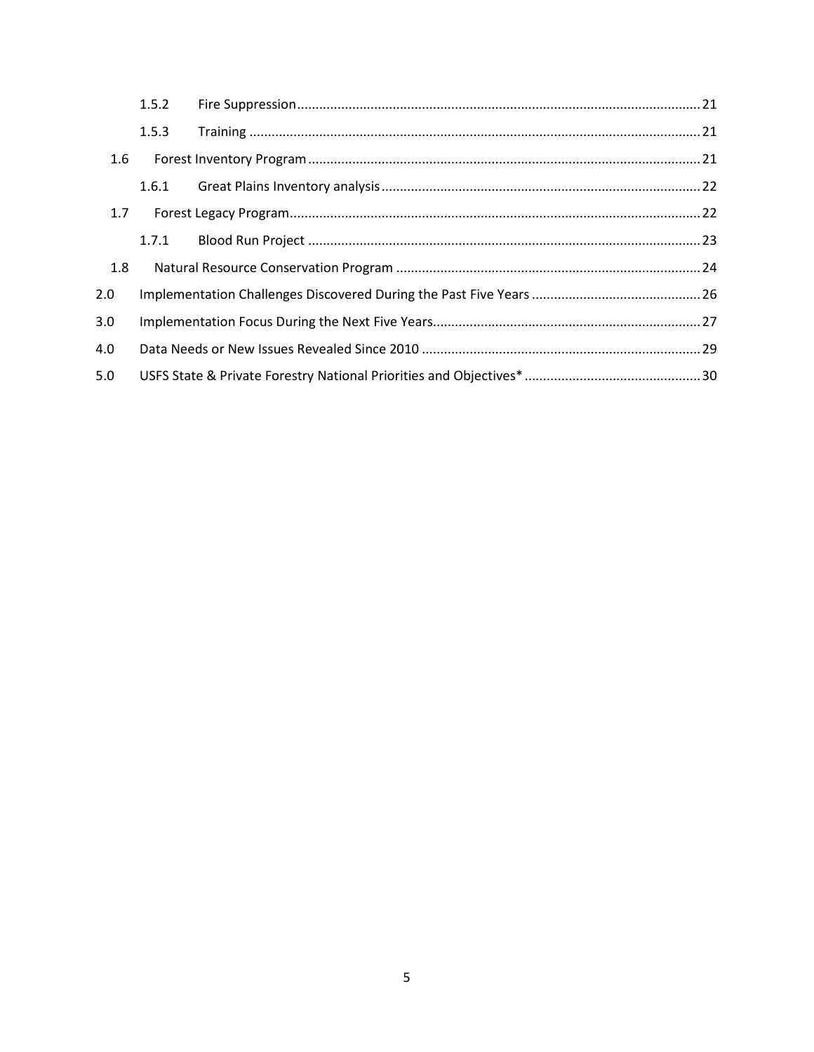- 1.5.2 Fire Suppression ... 21
- 1.5.3 Training ... 21
- 1.6 Forest Inventory Program ... 21
  - 1.6.1 Great Plains Inventory analysis ... 22
- 1.7 Forest Legacy Program ... 22
  - 1.7.1 Blood Run Project ... 23
- 1.8 Natural Resource Conservation Program ... 24

2.0 Implementation Challenges Discovered During the Past Five Years ... 26

3.0 Implementation Focus During the Next Five Years ... 27

4.0 Data Needs or New Issues Revealed Since 2010 ... 29

5.0 USFS State & Private Forestry National Priorities and Objectives* ... 30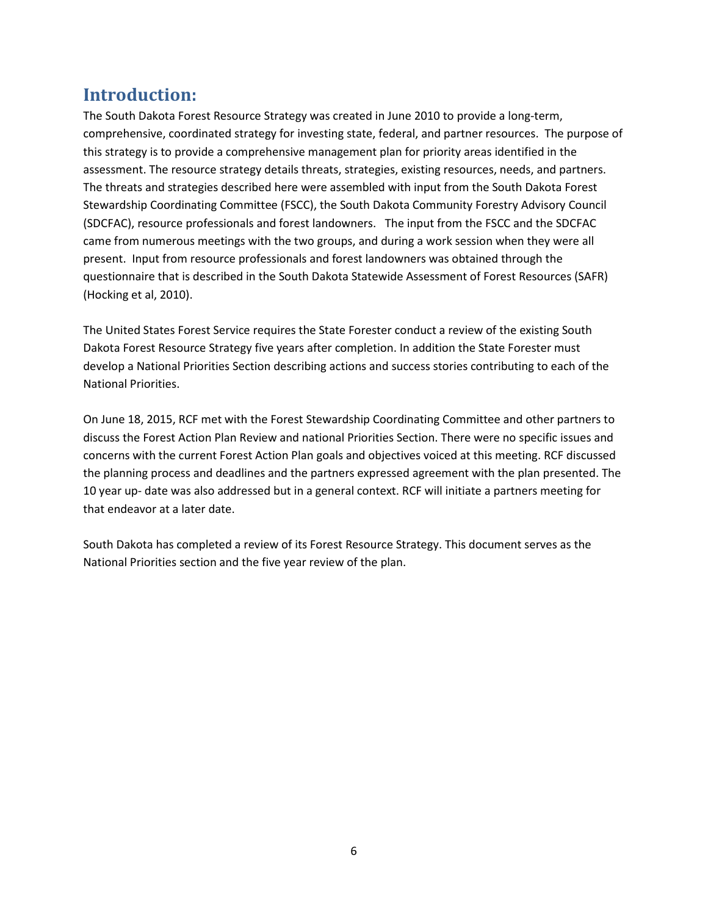## Introduction:

The South Dakota Forest Resource Strategy was created in June 2010 to provide a long-term, comprehensive, coordinated strategy for investing state, federal, and partner resources. The purpose of this strategy is to provide a comprehensive management plan for priority areas identified in the assessment. The resource strategy details threats, strategies, existing resources, needs, and partners. The threats and strategies described here were assembled with input from the South Dakota Forest Stewardship Coordinating Committee (FSCC), the South Dakota Community Forestry Advisory Council (SDCFAC), resource professionals and forest landowners. The input from the FSCC and the SDCFAC came from numerous meetings with the two groups, and during a work session when they were all present. Input from resource professionals and forest landowners was obtained through the questionnaire that is described in the South Dakota Statewide Assessment of Forest Resources (SAFR) (Hocking et al, 2010).

The United States Forest Service requires the State Forester conduct a review of the existing South Dakota Forest Resource Strategy five years after completion. In addition the State Forester must develop a National Priorities Section describing actions and success stories contributing to each of the National Priorities.

On June 18, 2015, RCF met with the Forest Stewardship Coordinating Committee and other partners to discuss the Forest Action Plan Review and national Priorities Section. There were no specific issues and concerns with the current Forest Action Plan goals and objectives voiced at this meeting. RCF discussed the planning process and deadlines and the partners expressed agreement with the plan presented. The 10 year up- date was also addressed but in a general context. RCF will initiate a partners meeting for that endeavor at a later date.

South Dakota has completed a review of its Forest Resource Strategy. This document serves as the National Priorities section and the five year review of the plan.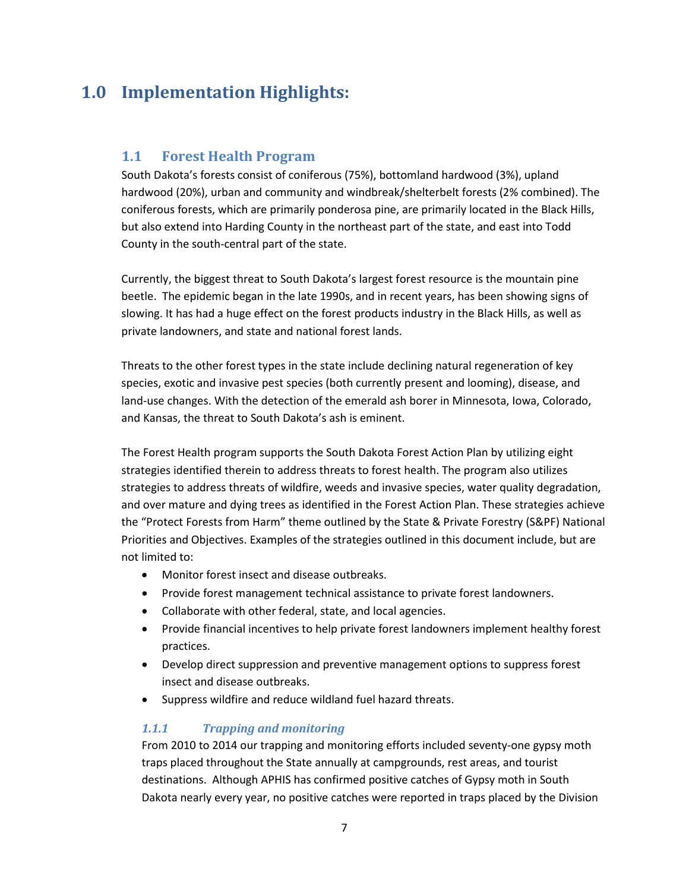# 1.0 Implementation Highlights:

## 1.1 Forest Health Program

South Dakota's forests consist of coniferous (75%), bottomland hardwood (3%), upland hardwood (20%), urban and community and windbreak/shelterbelt forests (2% combined). The coniferous forests, which are primarily ponderosa pine, are primarily located in the Black Hills, but also extend into Harding County in the northeast part of the state, and east into Todd County in the south-central part of the state.

Currently, the biggest threat to South Dakota's largest forest resource is the mountain pine beetle. The epidemic began in the late 1990s, and in recent years, has been showing signs of slowing. It has had a huge effect on the forest products industry in the Black Hills, as well as private landowners, and state and national forest lands.

Threats to the other forest types in the state include declining natural regeneration of key species, exotic and invasive pest species (both currently present and looming), disease, and land-use changes. With the detection of the emerald ash borer in Minnesota, Iowa, Colorado, and Kansas, the threat to South Dakota's ash is eminent.

The Forest Health program supports the South Dakota Forest Action Plan by utilizing eight strategies identified therein to address threats to forest health. The program also utilizes strategies to address threats of wildfire, weeds and invasive species, water quality degradation, and over mature and dying trees as identified in the Forest Action Plan. These strategies achieve the "Protect Forests from Harm" theme outlined by the State & Private Forestry (S&PF) National Priorities and Objectives. Examples of the strategies outlined in this document include, but are not limited to:

- Monitor forest insect and disease outbreaks.
- Provide forest management technical assistance to private forest landowners.
- Collaborate with other federal, state, and local agencies.
- Provide financial incentives to help private forest landowners implement healthy forest practices.
- Develop direct suppression and preventive management options to suppress forest insect and disease outbreaks.
- Suppress wildfire and reduce wildland fuel hazard threats.

### *1.1.1 Trapping and monitoring*

From 2010 to 2014 our trapping and monitoring efforts included seventy-one gypsy moth traps placed throughout the State annually at campgrounds, rest areas, and tourist destinations. Although APHIS has confirmed positive catches of Gypsy moth in South Dakota nearly every year, no positive catches were reported in traps placed by the Division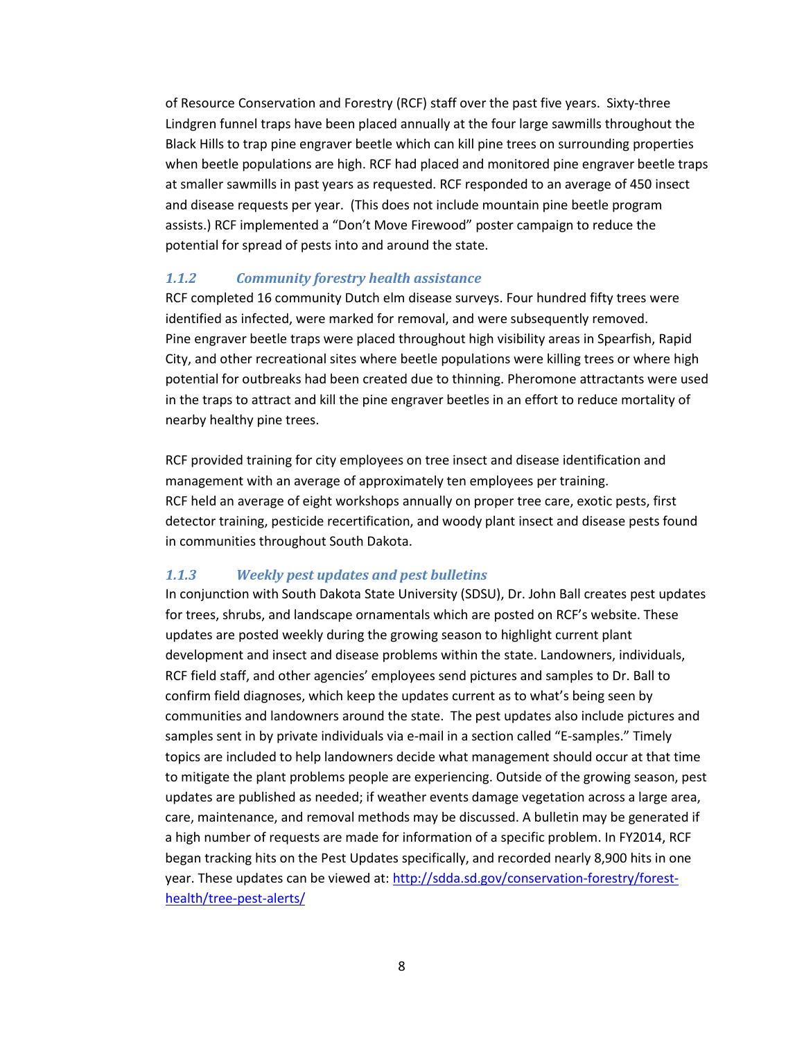of Resource Conservation and Forestry (RCF) staff over the past five years. Sixty-three Lindgren funnel traps have been placed annually at the four large sawmills throughout the Black Hills to trap pine engraver beetle which can kill pine trees on surrounding properties when beetle populations are high. RCF had placed and monitored pine engraver beetle traps at smaller sawmills in past years as requested. RCF responded to an average of 450 insect and disease requests per year. (This does not include mountain pine beetle program assists.) RCF implemented a "Don't Move Firewood" poster campaign to reduce the potential for spread of pests into and around the state.

### *1.1.2 Community forestry health assistance*

RCF completed 16 community Dutch elm disease surveys. Four hundred fifty trees were identified as infected, were marked for removal, and were subsequently removed. Pine engraver beetle traps were placed throughout high visibility areas in Spearfish, Rapid City, and other recreational sites where beetle populations were killing trees or where high potential for outbreaks had been created due to thinning. Pheromone attractants were used in the traps to attract and kill the pine engraver beetles in an effort to reduce mortality of nearby healthy pine trees.

RCF provided training for city employees on tree insect and disease identification and management with an average of approximately ten employees per training. RCF held an average of eight workshops annually on proper tree care, exotic pests, first detector training, pesticide recertification, and woody plant insect and disease pests found in communities throughout South Dakota.

### *1.1.3 Weekly pest updates and pest bulletins*

In conjunction with South Dakota State University (SDSU), Dr. John Ball creates pest updates for trees, shrubs, and landscape ornamentals which are posted on RCF's website. These updates are posted weekly during the growing season to highlight current plant development and insect and disease problems within the state. Landowners, individuals, RCF field staff, and other agencies' employees send pictures and samples to Dr. Ball to confirm field diagnoses, which keep the updates current as to what's being seen by communities and landowners around the state. The pest updates also include pictures and samples sent in by private individuals via e-mail in a section called "E-samples." Timely topics are included to help landowners decide what management should occur at that time to mitigate the plant problems people are experiencing. Outside of the growing season, pest updates are published as needed; if weather events damage vegetation across a large area, care, maintenance, and removal methods may be discussed. A bulletin may be generated if a high number of requests are made for information of a specific problem. In FY2014, RCF began tracking hits on the Pest Updates specifically, and recorded nearly 8,900 hits in one year. These updates can be viewed at: [http://sdda.sd.gov/conservation-forestry/forest-health/tree-pest-alerts/](http://sdda.sd.gov/conservation-forestry/forest-health/tree-pest-alerts/)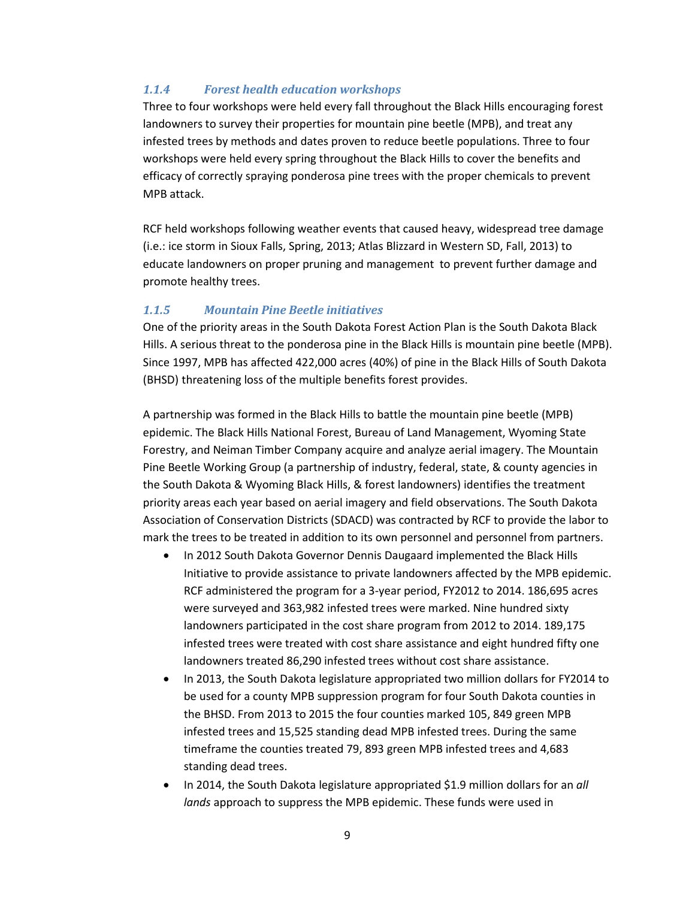### *1.1.4 Forest health education workshops*

Three to four workshops were held every fall throughout the Black Hills encouraging forest landowners to survey their properties for mountain pine beetle (MPB), and treat any infested trees by methods and dates proven to reduce beetle populations. Three to four workshops were held every spring throughout the Black Hills to cover the benefits and efficacy of correctly spraying ponderosa pine trees with the proper chemicals to prevent MPB attack.

RCF held workshops following weather events that caused heavy, widespread tree damage (i.e.: ice storm in Sioux Falls, Spring, 2013; Atlas Blizzard in Western SD, Fall, 2013) to educate landowners on proper pruning and management to prevent further damage and promote healthy trees.

### *1.1.5 Mountain Pine Beetle initiatives*

One of the priority areas in the South Dakota Forest Action Plan is the South Dakota Black Hills. A serious threat to the ponderosa pine in the Black Hills is mountain pine beetle (MPB). Since 1997, MPB has affected 422,000 acres (40%) of pine in the Black Hills of South Dakota (BHSD) threatening loss of the multiple benefits forest provides.

A partnership was formed in the Black Hills to battle the mountain pine beetle (MPB) epidemic. The Black Hills National Forest, Bureau of Land Management, Wyoming State Forestry, and Neiman Timber Company acquire and analyze aerial imagery. The Mountain Pine Beetle Working Group (a partnership of industry, federal, state, & county agencies in the South Dakota & Wyoming Black Hills, & forest landowners) identifies the treatment priority areas each year based on aerial imagery and field observations. The South Dakota Association of Conservation Districts (SDACD) was contracted by RCF to provide the labor to mark the trees to be treated in addition to its own personnel and personnel from partners.

- In 2012 South Dakota Governor Dennis Daugaard implemented the Black Hills Initiative to provide assistance to private landowners affected by the MPB epidemic. RCF administered the program for a 3-year period, FY2012 to 2014. 186,695 acres were surveyed and 363,982 infested trees were marked. Nine hundred sixty landowners participated in the cost share program from 2012 to 2014. 189,175 infested trees were treated with cost share assistance and eight hundred fifty one landowners treated 86,290 infested trees without cost share assistance.
- In 2013, the South Dakota legislature appropriated two million dollars for FY2014 to be used for a county MPB suppression program for four South Dakota counties in the BHSD. From 2013 to 2015 the four counties marked 105, 849 green MPB infested trees and 15,525 standing dead MPB infested trees. During the same timeframe the counties treated 79, 893 green MPB infested trees and 4,683 standing dead trees.
- In 2014, the South Dakota legislature appropriated \$1.9 million dollars for an *all lands* approach to suppress the MPB epidemic. These funds were used in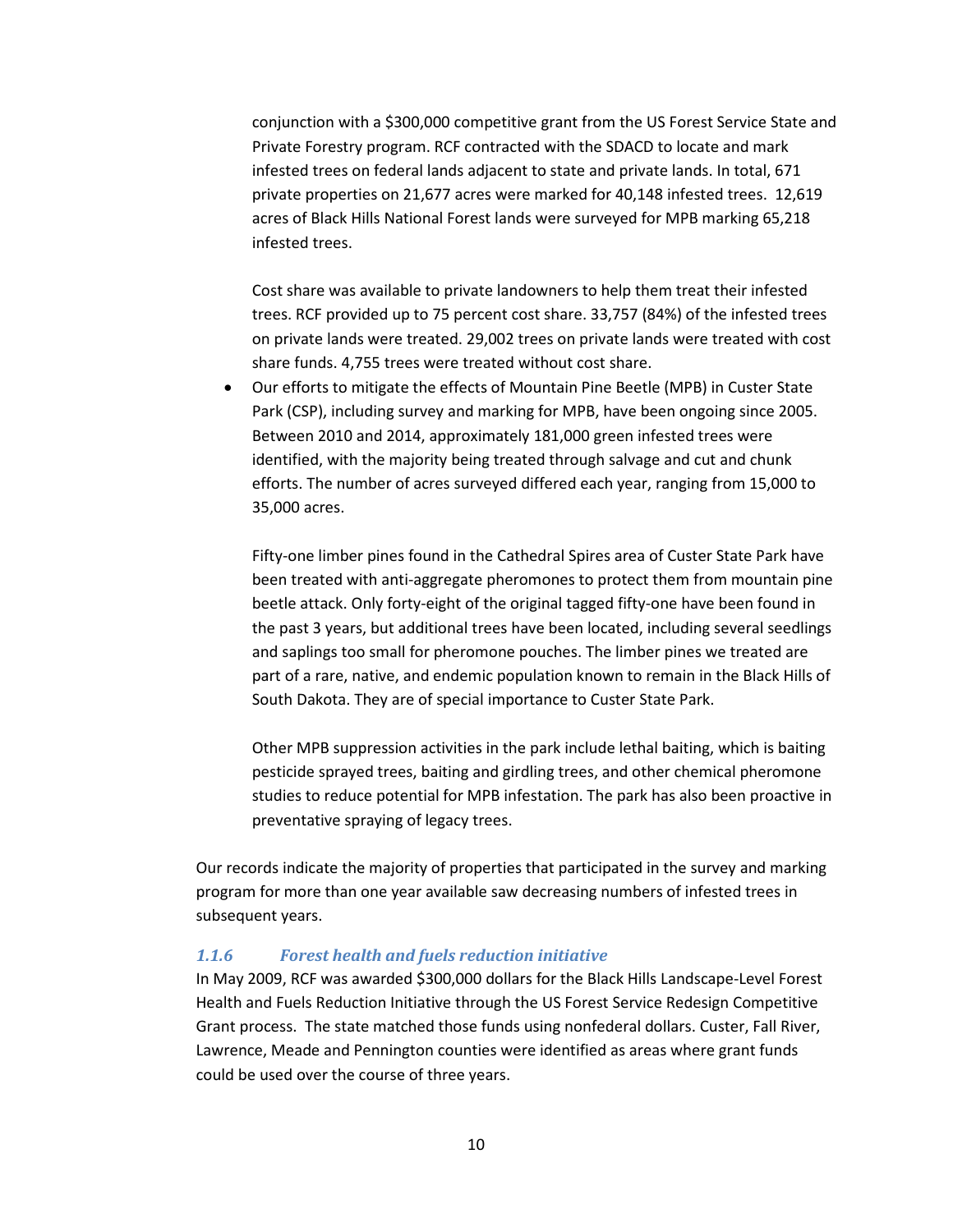conjunction with a $300,000 competitive grant from the US Forest Service State and Private Forestry program. RCF contracted with the SDACD to locate and mark infested trees on federal lands adjacent to state and private lands. In total, 671 private properties on 21,677 acres were marked for 40,148 infested trees. 12,619 acres of Black Hills National Forest lands were surveyed for MPB marking 65,218 infested trees.

Cost share was available to private landowners to help them treat their infested trees. RCF provided up to 75 percent cost share. 33,757 (84%) of the infested trees on private lands were treated. 29,002 trees on private lands were treated with cost share funds. 4,755 trees were treated without cost share.

- Our efforts to mitigate the effects of Mountain Pine Beetle (MPB) in Custer State Park (CSP), including survey and marking for MPB, have been ongoing since 2005. Between 2010 and 2014, approximately 181,000 green infested trees were identified, with the majority being treated through salvage and cut and chunk efforts. The number of acres surveyed differed each year, ranging from 15,000 to 35,000 acres.

  Fifty-one limber pines found in the Cathedral Spires area of Custer State Park have been treated with anti-aggregate pheromones to protect them from mountain pine beetle attack. Only forty-eight of the original tagged fifty-one have been found in the past 3 years, but additional trees have been located, including several seedlings and saplings too small for pheromone pouches. The limber pines we treated are part of a rare, native, and endemic population known to remain in the Black Hills of South Dakota. They are of special importance to Custer State Park.

  Other MPB suppression activities in the park include lethal baiting, which is baiting pesticide sprayed trees, baiting and girdling trees, and other chemical pheromone studies to reduce potential for MPB infestation. The park has also been proactive in preventative spraying of legacy trees.

Our records indicate the majority of properties that participated in the survey and marking program for more than one year available saw decreasing numbers of infested trees in subsequent years.

### *1.1.6 Forest health and fuels reduction initiative*

In May 2009, RCF was awarded $300,000 dollars for the Black Hills Landscape-Level Forest Health and Fuels Reduction Initiative through the US Forest Service Redesign Competitive Grant process. The state matched those funds using nonfederal dollars. Custer, Fall River, Lawrence, Meade and Pennington counties were identified as areas where grant funds could be used over the course of three years.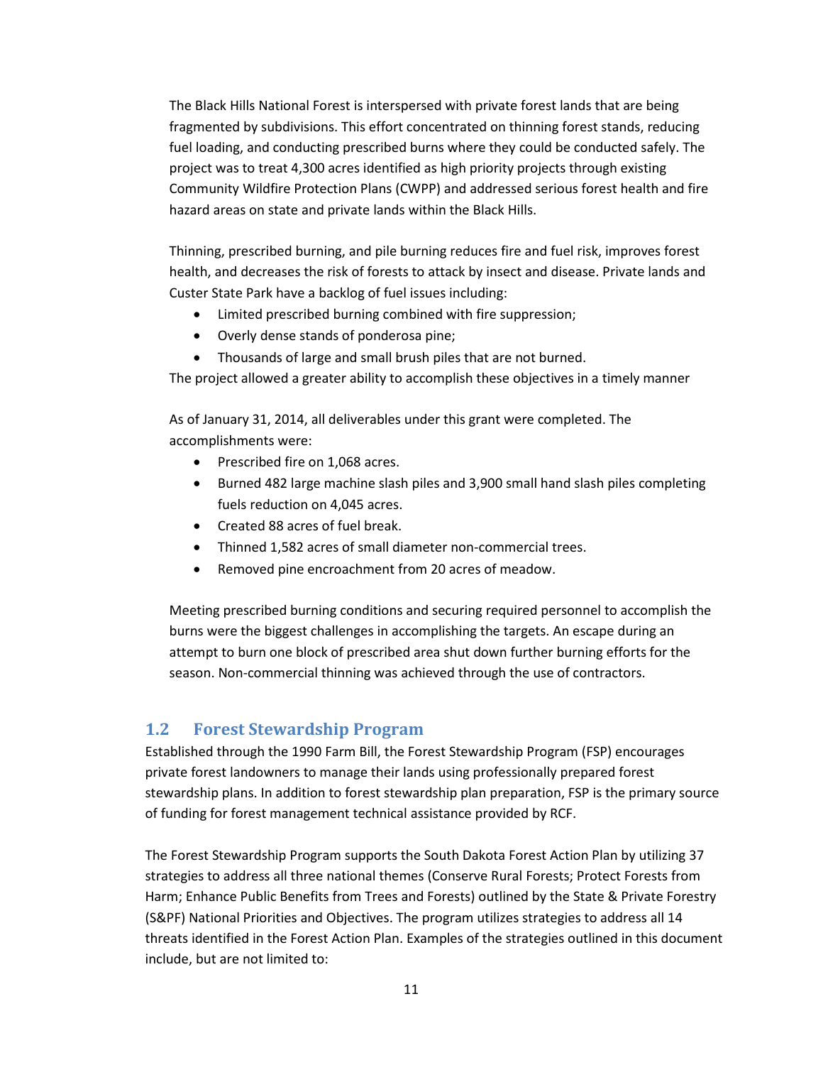The Black Hills National Forest is interspersed with private forest lands that are being fragmented by subdivisions. This effort concentrated on thinning forest stands, reducing fuel loading, and conducting prescribed burns where they could be conducted safely. The project was to treat 4,300 acres identified as high priority projects through existing Community Wildfire Protection Plans (CWPP) and addressed serious forest health and fire hazard areas on state and private lands within the Black Hills.

Thinning, prescribed burning, and pile burning reduces fire and fuel risk, improves forest health, and decreases the risk of forests to attack by insect and disease. Private lands and Custer State Park have a backlog of fuel issues including:

- Limited prescribed burning combined with fire suppression;
- Overly dense stands of ponderosa pine;
- Thousands of large and small brush piles that are not burned.

The project allowed a greater ability to accomplish these objectives in a timely manner

As of January 31, 2014, all deliverables under this grant were completed. The accomplishments were:

- Prescribed fire on 1,068 acres.
- Burned 482 large machine slash piles and 3,900 small hand slash piles completing fuels reduction on 4,045 acres.
- Created 88 acres of fuel break.
- Thinned 1,582 acres of small diameter non-commercial trees.
- Removed pine encroachment from 20 acres of meadow.

Meeting prescribed burning conditions and securing required personnel to accomplish the burns were the biggest challenges in accomplishing the targets. An escape during an attempt to burn one block of prescribed area shut down further burning efforts for the season. Non-commercial thinning was achieved through the use of contractors.

## 1.2 Forest Stewardship Program

Established through the 1990 Farm Bill, the Forest Stewardship Program (FSP) encourages private forest landowners to manage their lands using professionally prepared forest stewardship plans. In addition to forest stewardship plan preparation, FSP is the primary source of funding for forest management technical assistance provided by RCF.

The Forest Stewardship Program supports the South Dakota Forest Action Plan by utilizing 37 strategies to address all three national themes (Conserve Rural Forests; Protect Forests from Harm; Enhance Public Benefits from Trees and Forests) outlined by the State & Private Forestry (S&PF) National Priorities and Objectives. The program utilizes strategies to address all 14 threats identified in the Forest Action Plan. Examples of the strategies outlined in this document include, but are not limited to: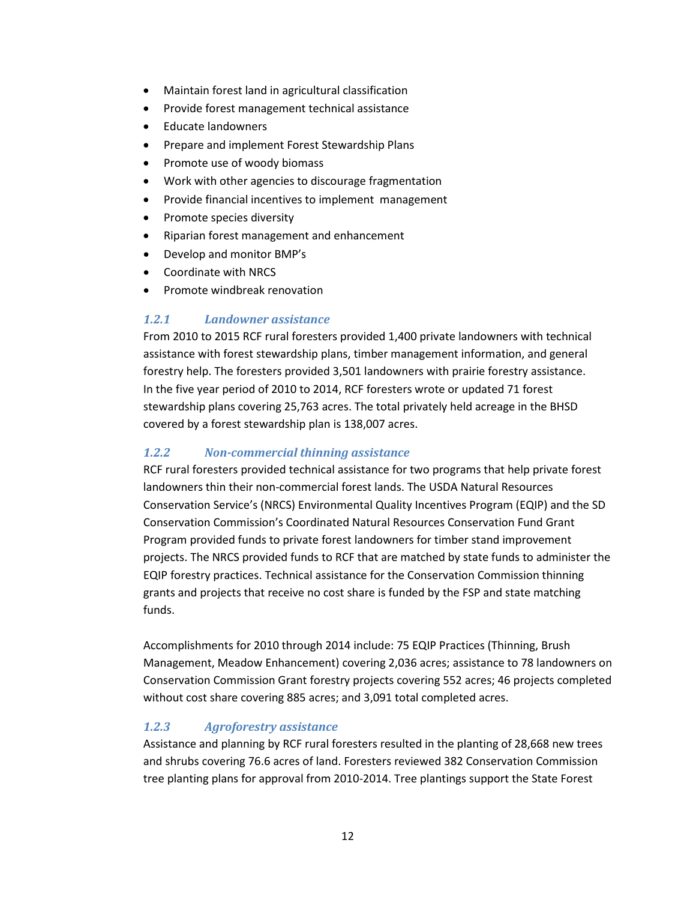- Maintain forest land in agricultural classification
- Provide forest management technical assistance
- Educate landowners
- Prepare and implement Forest Stewardship Plans
- Promote use of woody biomass
- Work with other agencies to discourage fragmentation
- Provide financial incentives to implement management
- Promote species diversity
- Riparian forest management and enhancement
- Develop and monitor BMP's
- Coordinate with NRCS
- Promote windbreak renovation

### *1.2.1 Landowner assistance*

From 2010 to 2015 RCF rural foresters provided 1,400 private landowners with technical assistance with forest stewardship plans, timber management information, and general forestry help. The foresters provided 3,501 landowners with prairie forestry assistance. In the five year period of 2010 to 2014, RCF foresters wrote or updated 71 forest stewardship plans covering 25,763 acres. The total privately held acreage in the BHSD covered by a forest stewardship plan is 138,007 acres.

### *1.2.2 Non-commercial thinning assistance*

RCF rural foresters provided technical assistance for two programs that help private forest landowners thin their non-commercial forest lands. The USDA Natural Resources Conservation Service's (NRCS) Environmental Quality Incentives Program (EQIP) and the SD Conservation Commission's Coordinated Natural Resources Conservation Fund Grant Program provided funds to private forest landowners for timber stand improvement projects. The NRCS provided funds to RCF that are matched by state funds to administer the EQIP forestry practices. Technical assistance for the Conservation Commission thinning grants and projects that receive no cost share is funded by the FSP and state matching funds.

Accomplishments for 2010 through 2014 include: 75 EQIP Practices (Thinning, Brush Management, Meadow Enhancement) covering 2,036 acres; assistance to 78 landowners on Conservation Commission Grant forestry projects covering 552 acres; 46 projects completed without cost share covering 885 acres; and 3,091 total completed acres.

### *1.2.3 Agroforestry assistance*

Assistance and planning by RCF rural foresters resulted in the planting of 28,668 new trees and shrubs covering 76.6 acres of land. Foresters reviewed 382 Conservation Commission tree planting plans for approval from 2010-2014. Tree plantings support the State Forest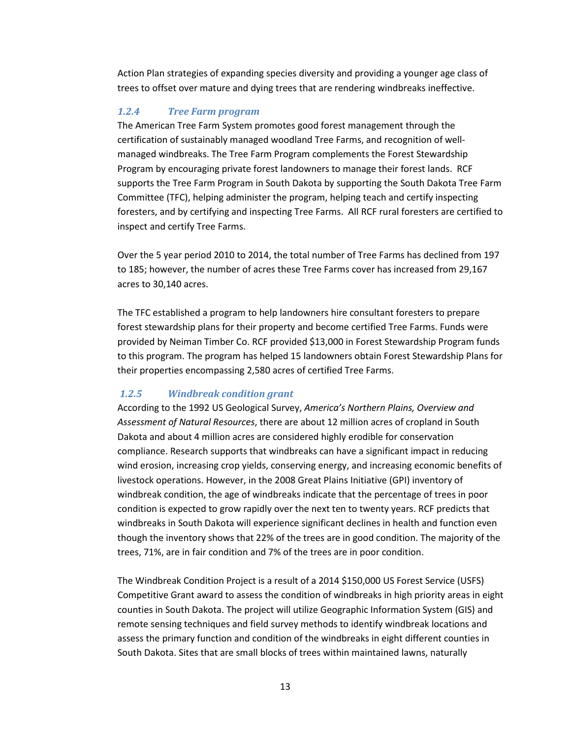Action Plan strategies of expanding species diversity and providing a younger age class of trees to offset over mature and dying trees that are rendering windbreaks ineffective.

### *1.2.4 Tree Farm program*

The American Tree Farm System promotes good forest management through the certification of sustainably managed woodland Tree Farms, and recognition of well-managed windbreaks. The Tree Farm Program complements the Forest Stewardship Program by encouraging private forest landowners to manage their forest lands. RCF supports the Tree Farm Program in South Dakota by supporting the South Dakota Tree Farm Committee (TFC), helping administer the program, helping teach and certify inspecting foresters, and by certifying and inspecting Tree Farms. All RCF rural foresters are certified to inspect and certify Tree Farms.

Over the 5 year period 2010 to 2014, the total number of Tree Farms has declined from 197 to 185; however, the number of acres these Tree Farms cover has increased from 29,167 acres to 30,140 acres.

The TFC established a program to help landowners hire consultant foresters to prepare forest stewardship plans for their property and become certified Tree Farms. Funds were provided by Neiman Timber Co. RCF provided $13,000 in Forest Stewardship Program funds to this program. The program has helped 15 landowners obtain Forest Stewardship Plans for their properties encompassing 2,580 acres of certified Tree Farms.

### *1.2.5 Windbreak condition grant*

According to the 1992 US Geological Survey, *America's Northern Plains, Overview and Assessment of Natural Resources*, there are about 12 million acres of cropland in South Dakota and about 4 million acres are considered highly erodible for conservation compliance. Research supports that windbreaks can have a significant impact in reducing wind erosion, increasing crop yields, conserving energy, and increasing economic benefits of livestock operations. However, in the 2008 Great Plains Initiative (GPI) inventory of windbreak condition, the age of windbreaks indicate that the percentage of trees in poor condition is expected to grow rapidly over the next ten to twenty years. RCF predicts that windbreaks in South Dakota will experience significant declines in health and function even though the inventory shows that 22% of the trees are in good condition. The majority of the trees, 71%, are in fair condition and 7% of the trees are in poor condition.

The Windbreak Condition Project is a result of a 2014 $150,000 US Forest Service (USFS) Competitive Grant award to assess the condition of windbreaks in high priority areas in eight counties in South Dakota. The project will utilize Geographic Information System (GIS) and remote sensing techniques and field survey methods to identify windbreak locations and assess the primary function and condition of the windbreaks in eight different counties in South Dakota. Sites that are small blocks of trees within maintained lawns, naturally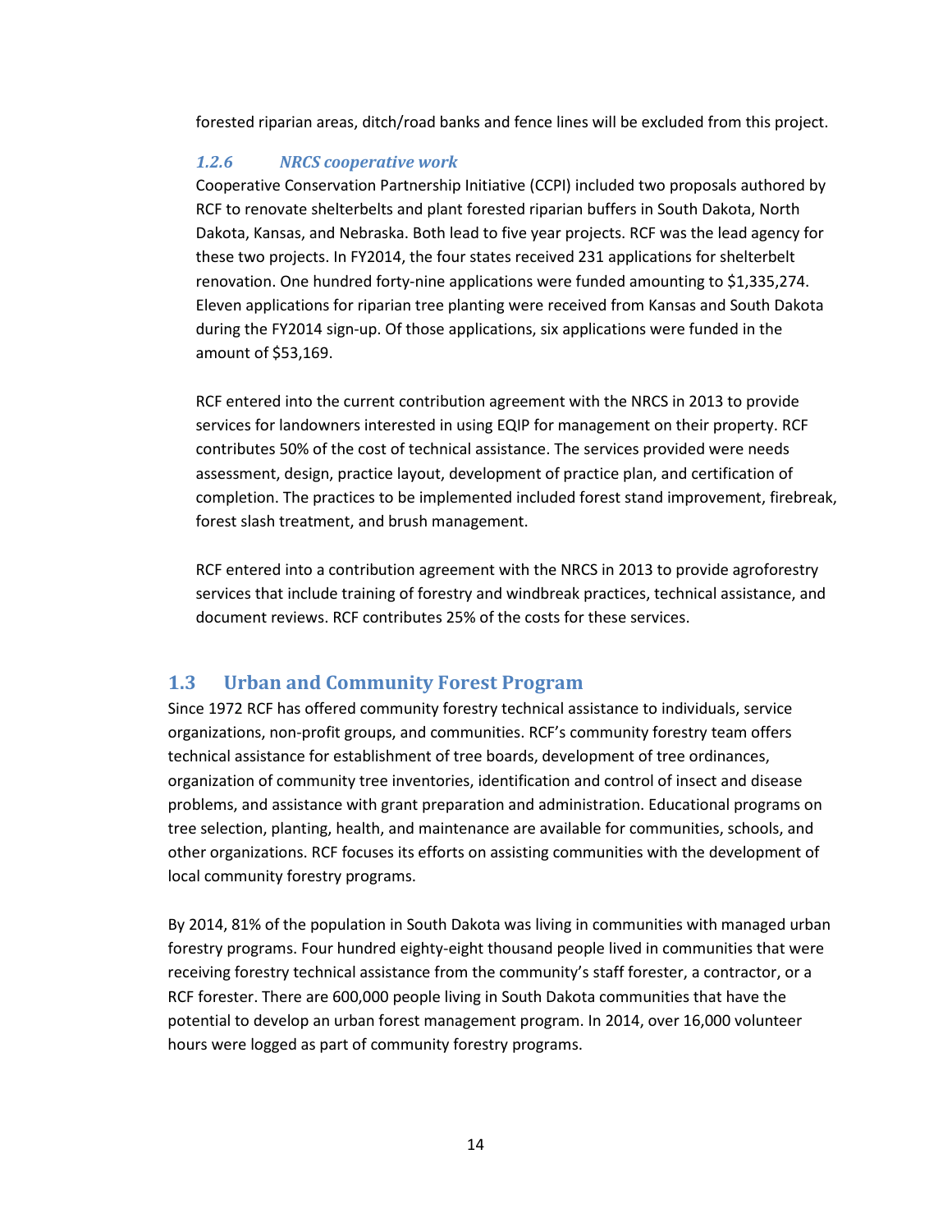forested riparian areas, ditch/road banks and fence lines will be excluded from this project.

#### *1.2.6 NRCS cooperative work*

Cooperative Conservation Partnership Initiative (CCPI) included two proposals authored by RCF to renovate shelterbelts and plant forested riparian buffers in South Dakota, North Dakota, Kansas, and Nebraska. Both lead to five year projects. RCF was the lead agency for these two projects. In FY2014, the four states received 231 applications for shelterbelt renovation. One hundred forty-nine applications were funded amounting to $1,335,274. Eleven applications for riparian tree planting were received from Kansas and South Dakota during the FY2014 sign-up. Of those applications, six applications were funded in the amount of $53,169.

RCF entered into the current contribution agreement with the NRCS in 2013 to provide services for landowners interested in using EQIP for management on their property. RCF contributes 50% of the cost of technical assistance. The services provided were needs assessment, design, practice layout, development of practice plan, and certification of completion. The practices to be implemented included forest stand improvement, firebreak, forest slash treatment, and brush management.

RCF entered into a contribution agreement with the NRCS in 2013 to provide agroforestry services that include training of forestry and windbreak practices, technical assistance, and document reviews. RCF contributes 25% of the costs for these services.

## 1.3 Urban and Community Forest Program

Since 1972 RCF has offered community forestry technical assistance to individuals, service organizations, non-profit groups, and communities. RCF's community forestry team offers technical assistance for establishment of tree boards, development of tree ordinances, organization of community tree inventories, identification and control of insect and disease problems, and assistance with grant preparation and administration. Educational programs on tree selection, planting, health, and maintenance are available for communities, schools, and other organizations. RCF focuses its efforts on assisting communities with the development of local community forestry programs.

By 2014, 81% of the population in South Dakota was living in communities with managed urban forestry programs. Four hundred eighty-eight thousand people lived in communities that were receiving forestry technical assistance from the community's staff forester, a contractor, or a RCF forester. There are 600,000 people living in South Dakota communities that have the potential to develop an urban forest management program. In 2014, over 16,000 volunteer hours were logged as part of community forestry programs.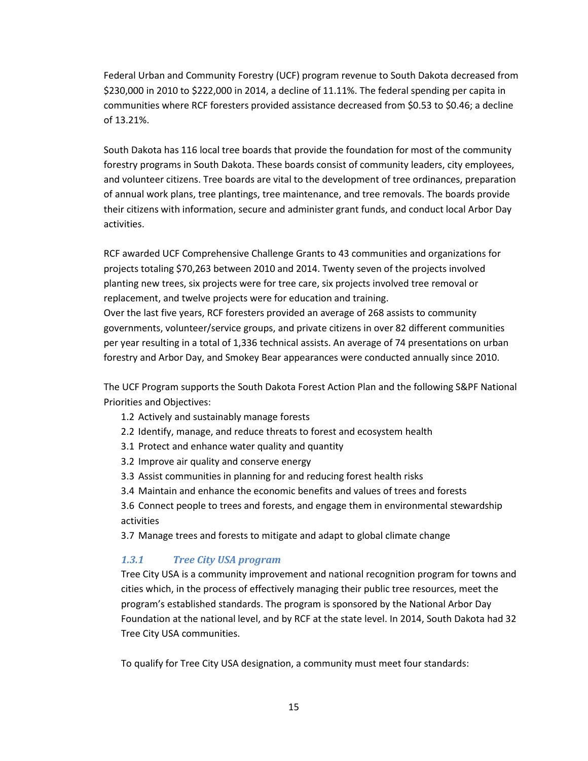Federal Urban and Community Forestry (UCF) program revenue to South Dakota decreased from $230,000 in 2010 to $222,000 in 2014, a decline of 11.11%. The federal spending per capita in communities where RCF foresters provided assistance decreased from $0.53 to $0.46; a decline of 13.21%.

South Dakota has 116 local tree boards that provide the foundation for most of the community forestry programs in South Dakota. These boards consist of community leaders, city employees, and volunteer citizens. Tree boards are vital to the development of tree ordinances, preparation of annual work plans, tree plantings, tree maintenance, and tree removals. The boards provide their citizens with information, secure and administer grant funds, and conduct local Arbor Day activities.

RCF awarded UCF Comprehensive Challenge Grants to 43 communities and organizations for projects totaling $70,263 between 2010 and 2014. Twenty seven of the projects involved planting new trees, six projects were for tree care, six projects involved tree removal or replacement, and twelve projects were for education and training.
Over the last five years, RCF foresters provided an average of 268 assists to community governments, volunteer/service groups, and private citizens in over 82 different communities per year resulting in a total of 1,336 technical assists. An average of 74 presentations on urban forestry and Arbor Day, and Smokey Bear appearances were conducted annually since 2010.

The UCF Program supports the South Dakota Forest Action Plan and the following S&PF National Priorities and Objectives:

- 1.2 Actively and sustainably manage forests
- 2.2 Identify, manage, and reduce threats to forest and ecosystem health
- 3.1 Protect and enhance water quality and quantity
- 3.2 Improve air quality and conserve energy
- 3.3 Assist communities in planning for and reducing forest health risks
- 3.4 Maintain and enhance the economic benefits and values of trees and forests
- 3.6 Connect people to trees and forests, and engage them in environmental stewardship activities
- 3.7 Manage trees and forests to mitigate and adapt to global climate change

### *1.3.1 Tree City USA program*

Tree City USA is a community improvement and national recognition program for towns and cities which, in the process of effectively managing their public tree resources, meet the program's established standards. The program is sponsored by the National Arbor Day Foundation at the national level, and by RCF at the state level. In 2014, South Dakota had 32 Tree City USA communities.

To qualify for Tree City USA designation, a community must meet four standards: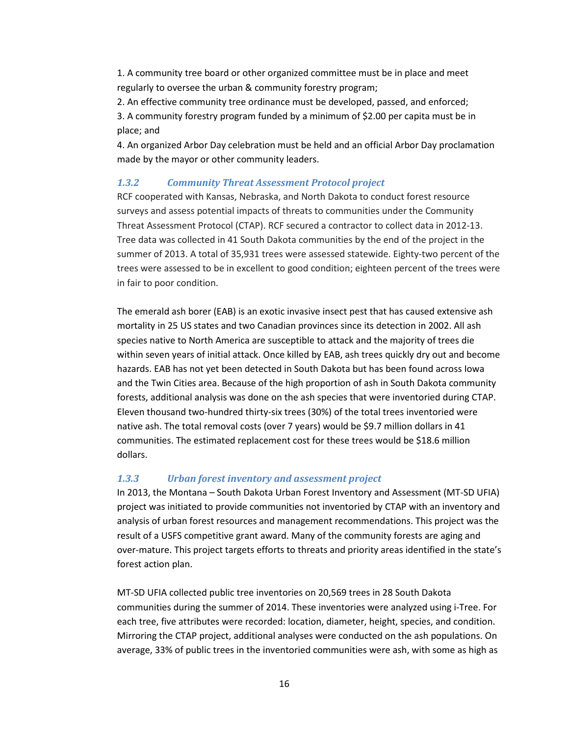1. A community tree board or other organized committee must be in place and meet regularly to oversee the urban & community forestry program;
2. An effective community tree ordinance must be developed, passed, and enforced;
3. A community forestry program funded by a minimum of $2.00 per capita must be in place; and
4. An organized Arbor Day celebration must be held and an official Arbor Day proclamation made by the mayor or other community leaders.

### *1.3.2 Community Threat Assessment Protocol project*

RCF cooperated with Kansas, Nebraska, and North Dakota to conduct forest resource surveys and assess potential impacts of threats to communities under the Community Threat Assessment Protocol (CTAP). RCF secured a contractor to collect data in 2012-13. Tree data was collected in 41 South Dakota communities by the end of the project in the summer of 2013. A total of 35,931 trees were assessed statewide. Eighty-two percent of the trees were assessed to be in excellent to good condition; eighteen percent of the trees were in fair to poor condition.

The emerald ash borer (EAB) is an exotic invasive insect pest that has caused extensive ash mortality in 25 US states and two Canadian provinces since its detection in 2002. All ash species native to North America are susceptible to attack and the majority of trees die within seven years of initial attack. Once killed by EAB, ash trees quickly dry out and become hazards. EAB has not yet been detected in South Dakota but has been found across Iowa and the Twin Cities area. Because of the high proportion of ash in South Dakota community forests, additional analysis was done on the ash species that were inventoried during CTAP. Eleven thousand two-hundred thirty-six trees (30%) of the total trees inventoried were native ash. The total removal costs (over 7 years) would be $9.7 million dollars in 41 communities. The estimated replacement cost for these trees would be $18.6 million dollars.

### *1.3.3 Urban forest inventory and assessment project*

In 2013, the Montana – South Dakota Urban Forest Inventory and Assessment (MT-SD UFIA) project was initiated to provide communities not inventoried by CTAP with an inventory and analysis of urban forest resources and management recommendations. This project was the result of a USFS competitive grant award. Many of the community forests are aging and over-mature. This project targets efforts to threats and priority areas identified in the state's forest action plan.

MT-SD UFIA collected public tree inventories on 20,569 trees in 28 South Dakota communities during the summer of 2014. These inventories were analyzed using i-Tree. For each tree, five attributes were recorded: location, diameter, height, species, and condition. Mirroring the CTAP project, additional analyses were conducted on the ash populations. On average, 33% of public trees in the inventoried communities were ash, with some as high as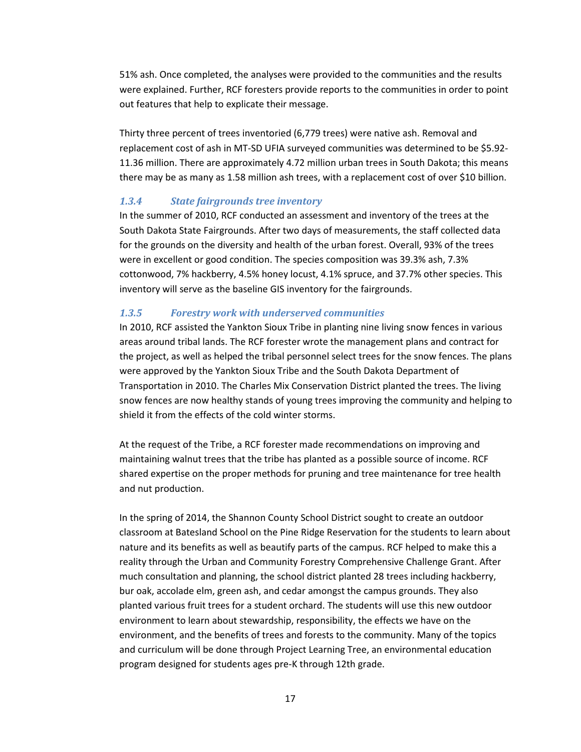51% ash. Once completed, the analyses were provided to the communities and the results were explained. Further, RCF foresters provide reports to the communities in order to point out features that help to explicate their message.

Thirty three percent of trees inventoried (6,779 trees) were native ash. Removal and replacement cost of ash in MT-SD UFIA surveyed communities was determined to be $5.92-11.36 million. There are approximately 4.72 million urban trees in South Dakota; this means there may be as many as 1.58 million ash trees, with a replacement cost of over $10 billion.

### *1.3.4 State fairgrounds tree inventory*

In the summer of 2010, RCF conducted an assessment and inventory of the trees at the South Dakota State Fairgrounds. After two days of measurements, the staff collected data for the grounds on the diversity and health of the urban forest. Overall, 93% of the trees were in excellent or good condition. The species composition was 39.3% ash, 7.3% cottonwood, 7% hackberry, 4.5% honey locust, 4.1% spruce, and 37.7% other species. This inventory will serve as the baseline GIS inventory for the fairgrounds.

### *1.3.5 Forestry work with underserved communities*

In 2010, RCF assisted the Yankton Sioux Tribe in planting nine living snow fences in various areas around tribal lands. The RCF forester wrote the management plans and contract for the project, as well as helped the tribal personnel select trees for the snow fences. The plans were approved by the Yankton Sioux Tribe and the South Dakota Department of Transportation in 2010. The Charles Mix Conservation District planted the trees. The living snow fences are now healthy stands of young trees improving the community and helping to shield it from the effects of the cold winter storms.

At the request of the Tribe, a RCF forester made recommendations on improving and maintaining walnut trees that the tribe has planted as a possible source of income. RCF shared expertise on the proper methods for pruning and tree maintenance for tree health and nut production.

In the spring of 2014, the Shannon County School District sought to create an outdoor classroom at Batesland School on the Pine Ridge Reservation for the students to learn about nature and its benefits as well as beautify parts of the campus. RCF helped to make this a reality through the Urban and Community Forestry Comprehensive Challenge Grant. After much consultation and planning, the school district planted 28 trees including hackberry, bur oak, accolade elm, green ash, and cedar amongst the campus grounds. They also planted various fruit trees for a student orchard. The students will use this new outdoor environment to learn about stewardship, responsibility, the effects we have on the environment, and the benefits of trees and forests to the community. Many of the topics and curriculum will be done through Project Learning Tree, an environmental education program designed for students ages pre-K through 12th grade.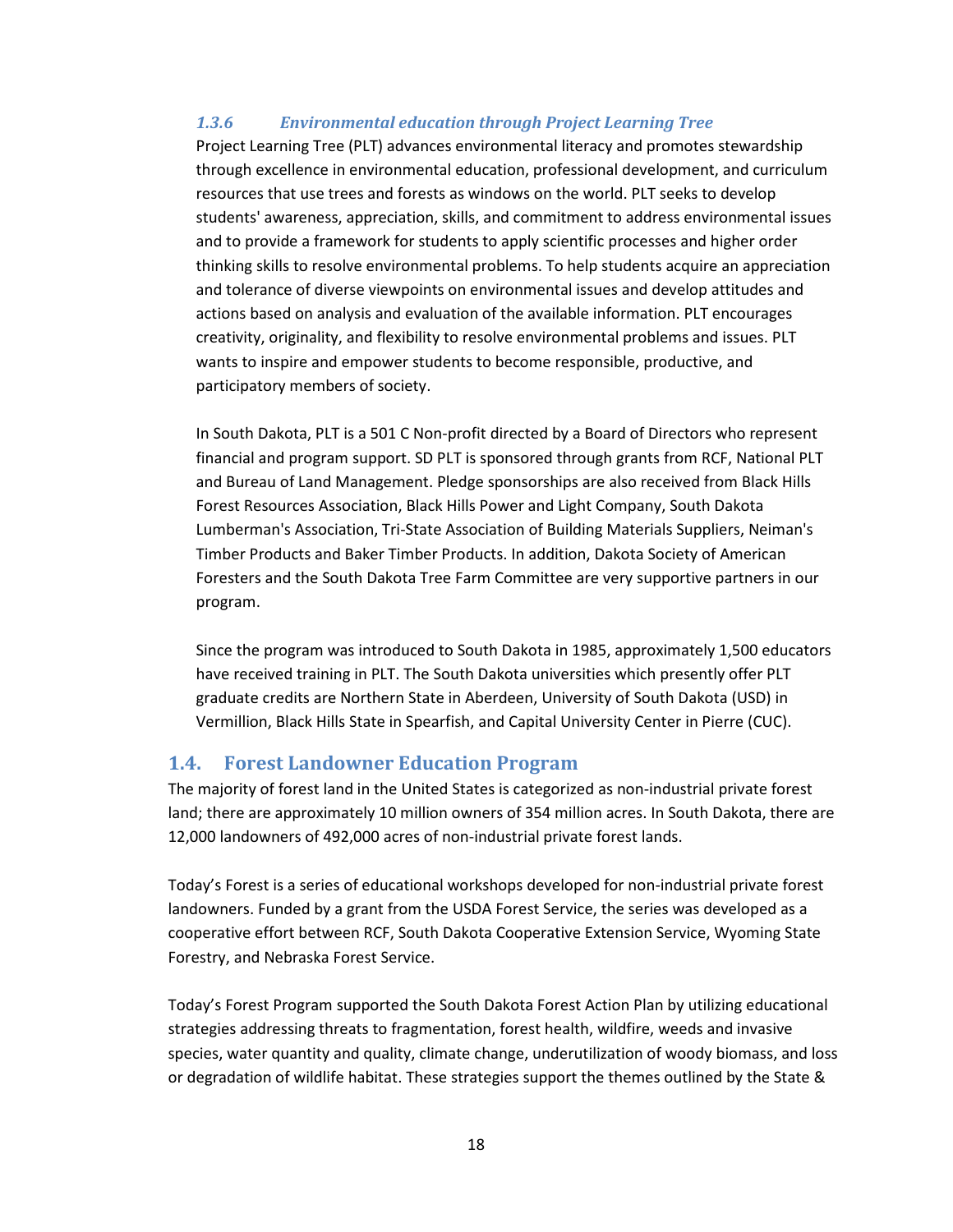### *1.3.6 Environmental education through Project Learning Tree*

Project Learning Tree (PLT) advances environmental literacy and promotes stewardship through excellence in environmental education, professional development, and curriculum resources that use trees and forests as windows on the world. PLT seeks to develop students' awareness, appreciation, skills, and commitment to address environmental issues and to provide a framework for students to apply scientific processes and higher order thinking skills to resolve environmental problems. To help students acquire an appreciation and tolerance of diverse viewpoints on environmental issues and develop attitudes and actions based on analysis and evaluation of the available information. PLT encourages creativity, originality, and flexibility to resolve environmental problems and issues. PLT wants to inspire and empower students to become responsible, productive, and participatory members of society.

In South Dakota, PLT is a 501 C Non-profit directed by a Board of Directors who represent financial and program support. SD PLT is sponsored through grants from RCF, National PLT and Bureau of Land Management. Pledge sponsorships are also received from Black Hills Forest Resources Association, Black Hills Power and Light Company, South Dakota Lumberman's Association, Tri-State Association of Building Materials Suppliers, Neiman's Timber Products and Baker Timber Products. In addition, Dakota Society of American Foresters and the South Dakota Tree Farm Committee are very supportive partners in our program.

Since the program was introduced to South Dakota in 1985, approximately 1,500 educators have received training in PLT. The South Dakota universities which presently offer PLT graduate credits are Northern State in Aberdeen, University of South Dakota (USD) in Vermillion, Black Hills State in Spearfish, and Capital University Center in Pierre (CUC).

## 1.4. Forest Landowner Education Program

The majority of forest land in the United States is categorized as non-industrial private forest land; there are approximately 10 million owners of 354 million acres. In South Dakota, there are 12,000 landowners of 492,000 acres of non-industrial private forest lands.

Today's Forest is a series of educational workshops developed for non-industrial private forest landowners. Funded by a grant from the USDA Forest Service, the series was developed as a cooperative effort between RCF, South Dakota Cooperative Extension Service, Wyoming State Forestry, and Nebraska Forest Service.

Today's Forest Program supported the South Dakota Forest Action Plan by utilizing educational strategies addressing threats to fragmentation, forest health, wildfire, weeds and invasive species, water quantity and quality, climate change, underutilization of woody biomass, and loss or degradation of wildlife habitat. These strategies support the themes outlined by the State &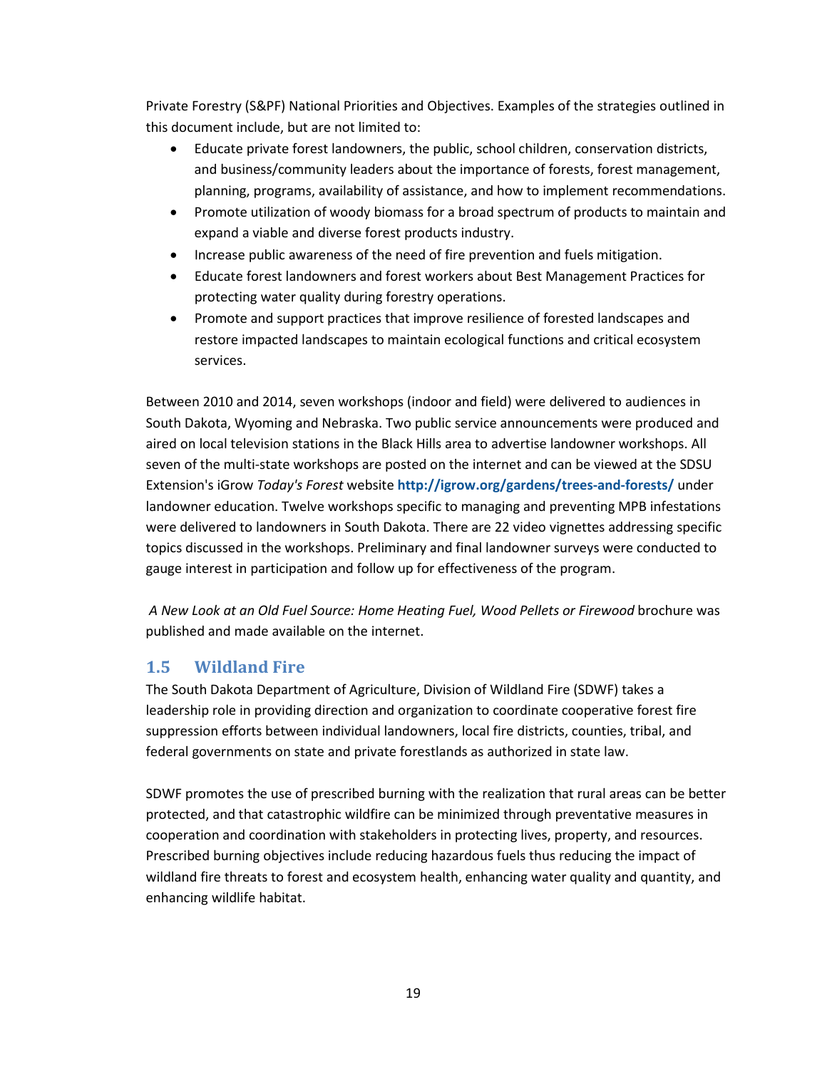Private Forestry (S&PF) National Priorities and Objectives. Examples of the strategies outlined in this document include, but are not limited to:

- Educate private forest landowners, the public, school children, conservation districts, and business/community leaders about the importance of forests, forest management, planning, programs, availability of assistance, and how to implement recommendations.
- Promote utilization of woody biomass for a broad spectrum of products to maintain and expand a viable and diverse forest products industry.
- Increase public awareness of the need of fire prevention and fuels mitigation.
- Educate forest landowners and forest workers about Best Management Practices for protecting water quality during forestry operations.
- Promote and support practices that improve resilience of forested landscapes and restore impacted landscapes to maintain ecological functions and critical ecosystem services.

Between 2010 and 2014, seven workshops (indoor and field) were delivered to audiences in South Dakota, Wyoming and Nebraska. Two public service announcements were produced and aired on local television stations in the Black Hills area to advertise landowner workshops. All seven of the multi-state workshops are posted on the internet and can be viewed at the SDSU Extension's iGrow *Today's Forest* website **http://igrow.org/gardens/trees-and-forests/** under landowner education. Twelve workshops specific to managing and preventing MPB infestations were delivered to landowners in South Dakota. There are 22 video vignettes addressing specific topics discussed in the workshops. Preliminary and final landowner surveys were conducted to gauge interest in participation and follow up for effectiveness of the program.

*A New Look at an Old Fuel Source: Home Heating Fuel, Wood Pellets or Firewood* brochure was published and made available on the internet.

## 1.5 Wildland Fire

The South Dakota Department of Agriculture, Division of Wildland Fire (SDWF) takes a leadership role in providing direction and organization to coordinate cooperative forest fire suppression efforts between individual landowners, local fire districts, counties, tribal, and federal governments on state and private forestlands as authorized in state law.

SDWF promotes the use of prescribed burning with the realization that rural areas can be better protected, and that catastrophic wildfire can be minimized through preventative measures in cooperation and coordination with stakeholders in protecting lives, property, and resources. Prescribed burning objectives include reducing hazardous fuels thus reducing the impact of wildland fire threats to forest and ecosystem health, enhancing water quality and quantity, and enhancing wildlife habitat.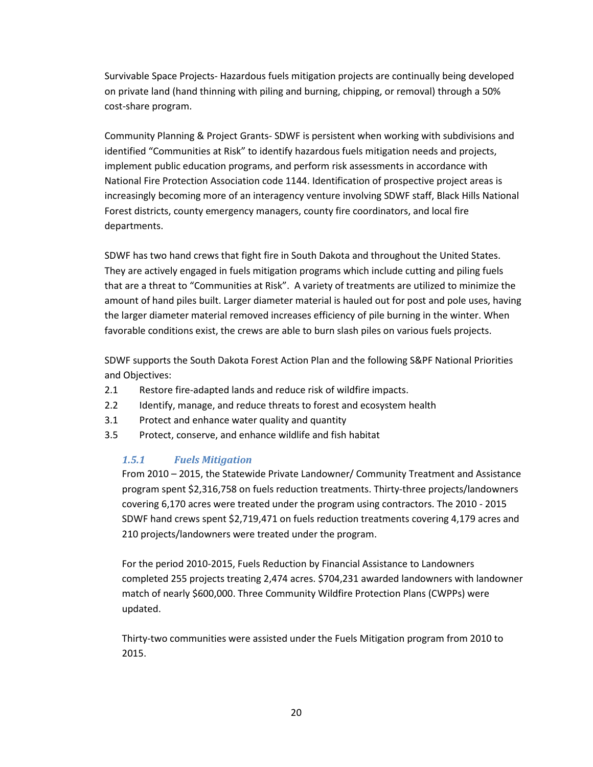Survivable Space Projects- Hazardous fuels mitigation projects are continually being developed on private land (hand thinning with piling and burning, chipping, or removal) through a 50% cost-share program.

Community Planning & Project Grants- SDWF is persistent when working with subdivisions and identified "Communities at Risk" to identify hazardous fuels mitigation needs and projects, implement public education programs, and perform risk assessments in accordance with National Fire Protection Association code 1144. Identification of prospective project areas is increasingly becoming more of an interagency venture involving SDWF staff, Black Hills National Forest districts, county emergency managers, county fire coordinators, and local fire departments.

SDWF has two hand crews that fight fire in South Dakota and throughout the United States. They are actively engaged in fuels mitigation programs which include cutting and piling fuels that are a threat to "Communities at Risk". A variety of treatments are utilized to minimize the amount of hand piles built. Larger diameter material is hauled out for post and pole uses, having the larger diameter material removed increases efficiency of pile burning in the winter. When favorable conditions exist, the crews are able to burn slash piles on various fuels projects.

SDWF supports the South Dakota Forest Action Plan and the following S&PF National Priorities and Objectives:

2.1 Restore fire-adapted lands and reduce risk of wildfire impacts.
2.2 Identify, manage, and reduce threats to forest and ecosystem health
3.1 Protect and enhance water quality and quantity
3.5 Protect, conserve, and enhance wildlife and fish habitat

### *1.5.1 Fuels Mitigation*

From 2010 – 2015, the Statewide Private Landowner/ Community Treatment and Assistance program spent $2,316,758 on fuels reduction treatments. Thirty-three projects/landowners covering 6,170 acres were treated under the program using contractors. The 2010 - 2015 SDWF hand crews spent $2,719,471 on fuels reduction treatments covering 4,179 acres and 210 projects/landowners were treated under the program.

For the period 2010-2015, Fuels Reduction by Financial Assistance to Landowners completed 255 projects treating 2,474 acres. $704,231 awarded landowners with landowner match of nearly $600,000. Three Community Wildfire Protection Plans (CWPPs) were updated.

Thirty-two communities were assisted under the Fuels Mitigation program from 2010 to 2015.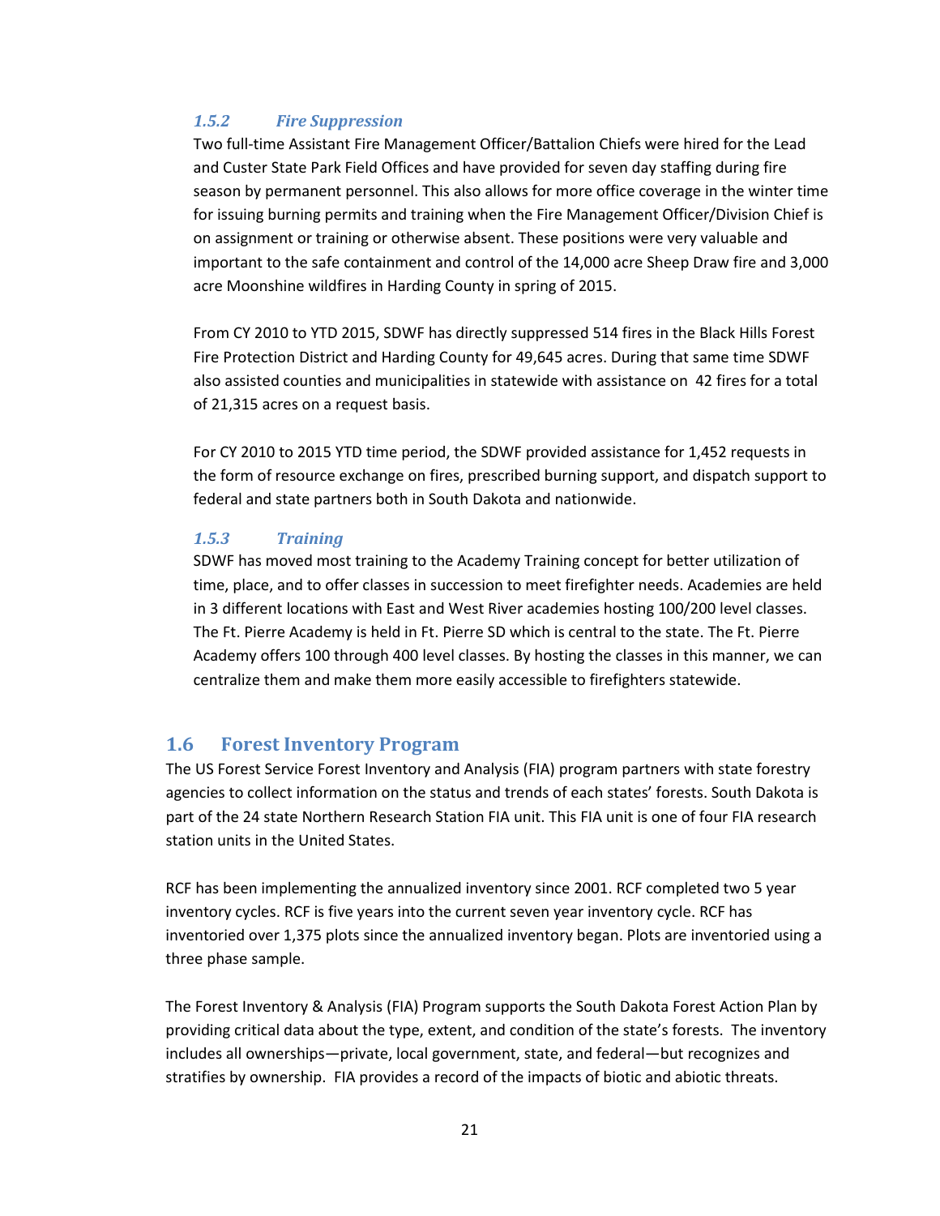### *1.5.2 Fire Suppression*

Two full-time Assistant Fire Management Officer/Battalion Chiefs were hired for the Lead and Custer State Park Field Offices and have provided for seven day staffing during fire season by permanent personnel. This also allows for more office coverage in the winter time for issuing burning permits and training when the Fire Management Officer/Division Chief is on assignment or training or otherwise absent. These positions were very valuable and important to the safe containment and control of the 14,000 acre Sheep Draw fire and 3,000 acre Moonshine wildfires in Harding County in spring of 2015.

From CY 2010 to YTD 2015, SDWF has directly suppressed 514 fires in the Black Hills Forest Fire Protection District and Harding County for 49,645 acres. During that same time SDWF also assisted counties and municipalities in statewide with assistance on 42 fires for a total of 21,315 acres on a request basis.

For CY 2010 to 2015 YTD time period, the SDWF provided assistance for 1,452 requests in the form of resource exchange on fires, prescribed burning support, and dispatch support to federal and state partners both in South Dakota and nationwide.

### *1.5.3 Training*

SDWF has moved most training to the Academy Training concept for better utilization of time, place, and to offer classes in succession to meet firefighter needs. Academies are held in 3 different locations with East and West River academies hosting 100/200 level classes. The Ft. Pierre Academy is held in Ft. Pierre SD which is central to the state. The Ft. Pierre Academy offers 100 through 400 level classes. By hosting the classes in this manner, we can centralize them and make them more easily accessible to firefighters statewide.

## 1.6 Forest Inventory Program

The US Forest Service Forest Inventory and Analysis (FIA) program partners with state forestry agencies to collect information on the status and trends of each states' forests. South Dakota is part of the 24 state Northern Research Station FIA unit. This FIA unit is one of four FIA research station units in the United States.

RCF has been implementing the annualized inventory since 2001. RCF completed two 5 year inventory cycles. RCF is five years into the current seven year inventory cycle. RCF has inventoried over 1,375 plots since the annualized inventory began. Plots are inventoried using a three phase sample.

The Forest Inventory & Analysis (FIA) Program supports the South Dakota Forest Action Plan by providing critical data about the type, extent, and condition of the state's forests. The inventory includes all ownerships—private, local government, state, and federal—but recognizes and stratifies by ownership. FIA provides a record of the impacts of biotic and abiotic threats.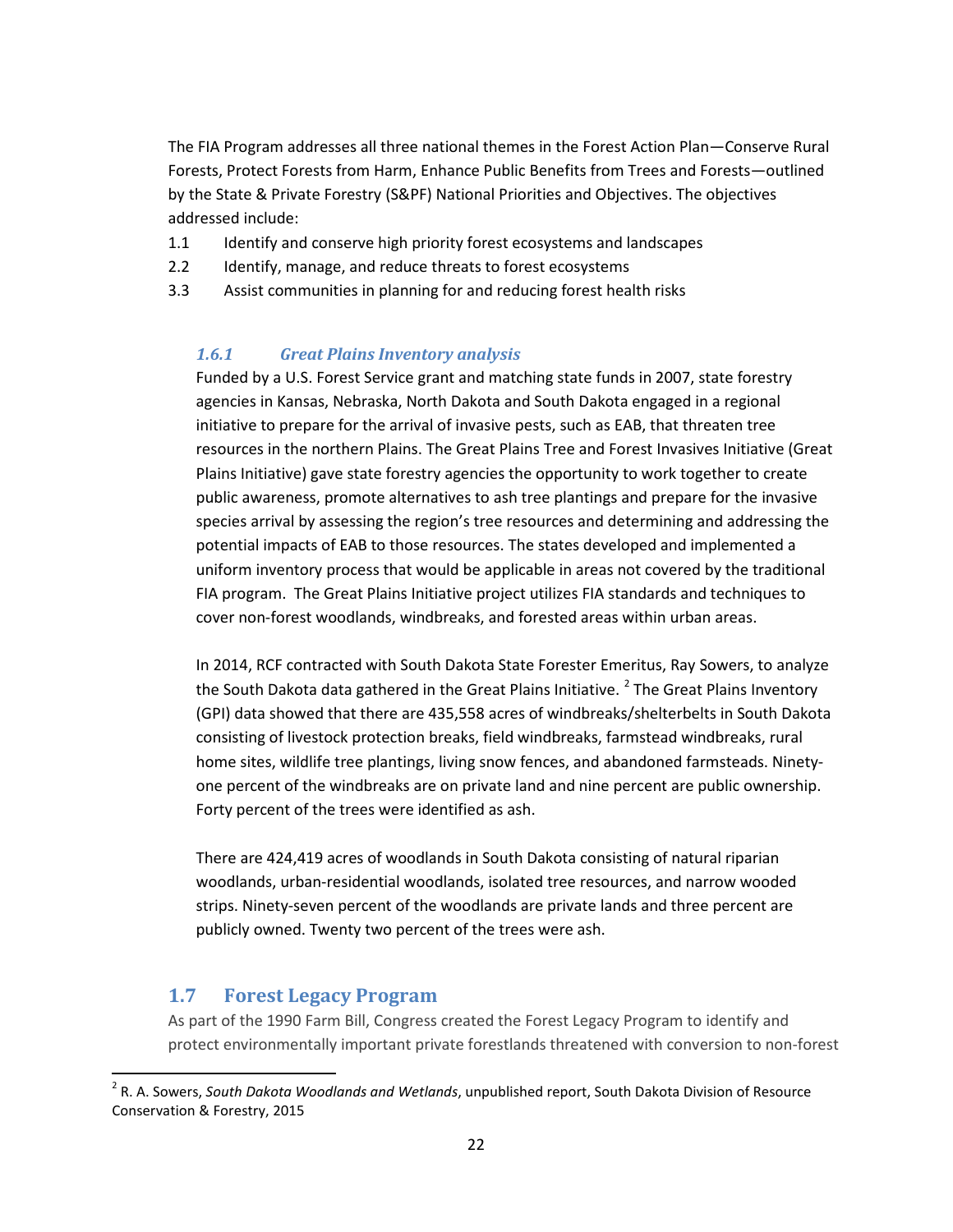The FIA Program addresses all three national themes in the Forest Action Plan—Conserve Rural Forests, Protect Forests from Harm, Enhance Public Benefits from Trees and Forests—outlined by the State & Private Forestry (S&PF) National Priorities and Objectives. The objectives addressed include:

1.1 Identify and conserve high priority forest ecosystems and landscapes
2.2 Identify, manage, and reduce threats to forest ecosystems
3.3 Assist communities in planning for and reducing forest health risks

### *1.6.1 Great Plains Inventory analysis*

Funded by a U.S. Forest Service grant and matching state funds in 2007, state forestry agencies in Kansas, Nebraska, North Dakota and South Dakota engaged in a regional initiative to prepare for the arrival of invasive pests, such as EAB, that threaten tree resources in the northern Plains. The Great Plains Tree and Forest Invasives Initiative (Great Plains Initiative) gave state forestry agencies the opportunity to work together to create public awareness, promote alternatives to ash tree plantings and prepare for the invasive species arrival by assessing the region's tree resources and determining and addressing the potential impacts of EAB to those resources. The states developed and implemented a uniform inventory process that would be applicable in areas not covered by the traditional FIA program. The Great Plains Initiative project utilizes FIA standards and techniques to cover non-forest woodlands, windbreaks, and forested areas within urban areas.

In 2014, RCF contracted with South Dakota State Forester Emeritus, Ray Sowers, to analyze the South Dakota data gathered in the Great Plains Initiative. [2] The Great Plains Inventory (GPI) data showed that there are 435,558 acres of windbreaks/shelterbelts in South Dakota consisting of livestock protection breaks, field windbreaks, farmstead windbreaks, rural home sites, wildlife tree plantings, living snow fences, and abandoned farmsteads. Ninety-one percent of the windbreaks are on private land and nine percent are public ownership. Forty percent of the trees were identified as ash.

There are 424,419 acres of woodlands in South Dakota consisting of natural riparian woodlands, urban-residential woodlands, isolated tree resources, and narrow wooded strips. Ninety-seven percent of the woodlands are private lands and three percent are publicly owned. Twenty two percent of the trees were ash.

## 1.7 Forest Legacy Program

As part of the 1990 Farm Bill, Congress created the Forest Legacy Program to identify and protect environmentally important private forestlands threatened with conversion to non-forest

---

[2] R. A. Sowers, *South Dakota Woodlands and Wetlands*, unpublished report, South Dakota Division of Resource Conservation & Forestry, 2015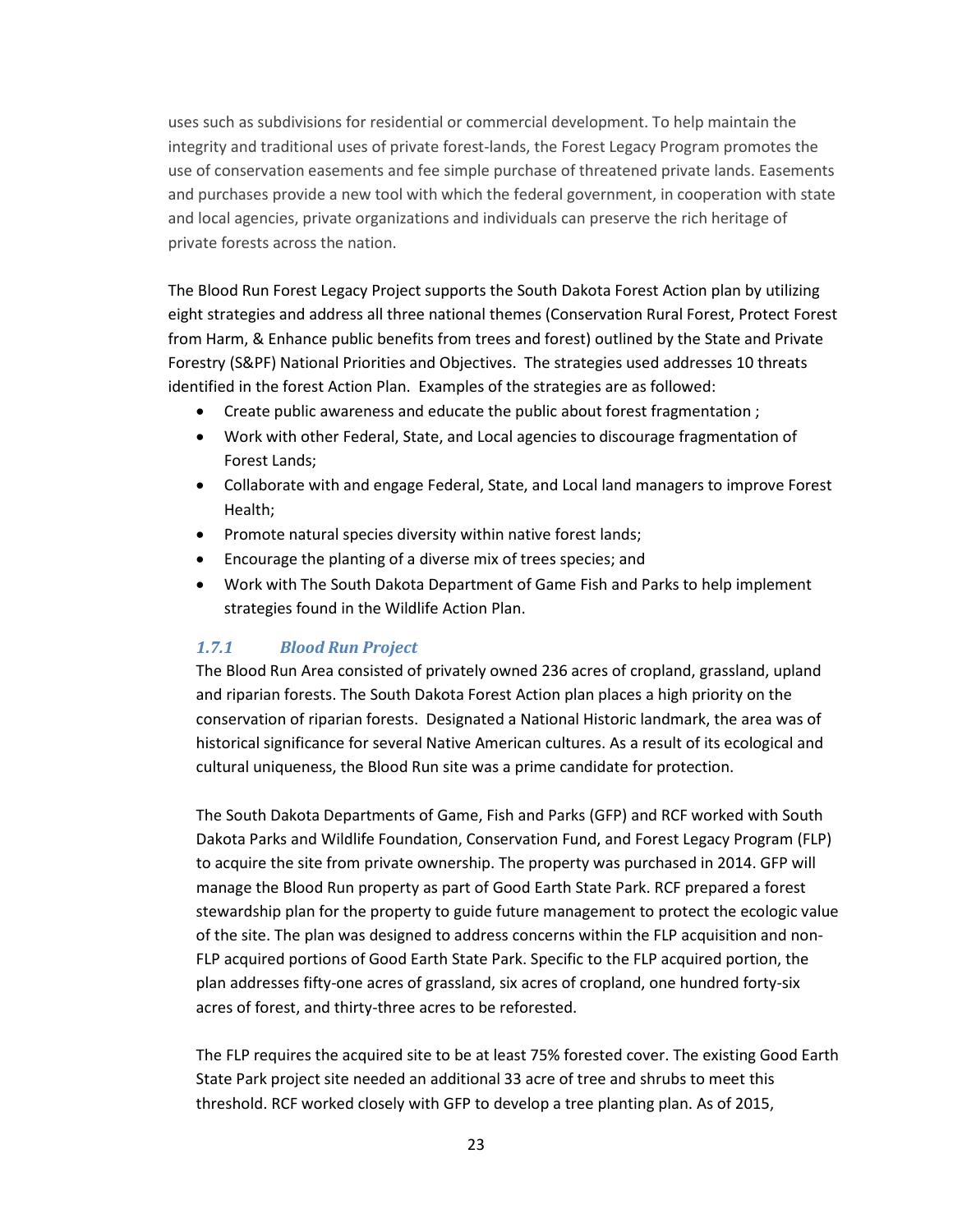uses such as subdivisions for residential or commercial development. To help maintain the integrity and traditional uses of private forest-lands, the Forest Legacy Program promotes the use of conservation easements and fee simple purchase of threatened private lands. Easements and purchases provide a new tool with which the federal government, in cooperation with state and local agencies, private organizations and individuals can preserve the rich heritage of private forests across the nation.

The Blood Run Forest Legacy Project supports the South Dakota Forest Action plan by utilizing eight strategies and address all three national themes (Conservation Rural Forest, Protect Forest from Harm, & Enhance public benefits from trees and forest) outlined by the State and Private Forestry (S&PF) National Priorities and Objectives. The strategies used addresses 10 threats identified in the forest Action Plan. Examples of the strategies are as followed:

- Create public awareness and educate the public about forest fragmentation ;
- Work with other Federal, State, and Local agencies to discourage fragmentation of Forest Lands;
- Collaborate with and engage Federal, State, and Local land managers to improve Forest Health;
- Promote natural species diversity within native forest lands;
- Encourage the planting of a diverse mix of trees species; and
- Work with The South Dakota Department of Game Fish and Parks to help implement strategies found in the Wildlife Action Plan.

### *1.7.1 Blood Run Project*

The Blood Run Area consisted of privately owned 236 acres of cropland, grassland, upland and riparian forests. The South Dakota Forest Action plan places a high priority on the conservation of riparian forests. Designated a National Historic landmark, the area was of historical significance for several Native American cultures. As a result of its ecological and cultural uniqueness, the Blood Run site was a prime candidate for protection.

The South Dakota Departments of Game, Fish and Parks (GFP) and RCF worked with South Dakota Parks and Wildlife Foundation, Conservation Fund, and Forest Legacy Program (FLP) to acquire the site from private ownership. The property was purchased in 2014. GFP will manage the Blood Run property as part of Good Earth State Park. RCF prepared a forest stewardship plan for the property to guide future management to protect the ecologic value of the site. The plan was designed to address concerns within the FLP acquisition and non-FLP acquired portions of Good Earth State Park. Specific to the FLP acquired portion, the plan addresses fifty-one acres of grassland, six acres of cropland, one hundred forty-six acres of forest, and thirty-three acres to be reforested.

The FLP requires the acquired site to be at least 75% forested cover. The existing Good Earth State Park project site needed an additional 33 acre of tree and shrubs to meet this threshold. RCF worked closely with GFP to develop a tree planting plan. As of 2015,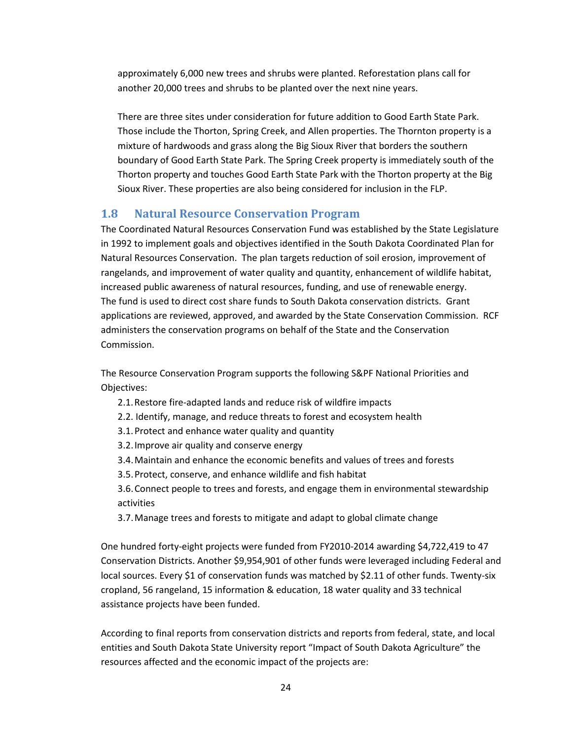approximately 6,000 new trees and shrubs were planted. Reforestation plans call for another 20,000 trees and shrubs to be planted over the next nine years.

There are three sites under consideration for future addition to Good Earth State Park. Those include the Thorton, Spring Creek, and Allen properties. The Thornton property is a mixture of hardwoods and grass along the Big Sioux River that borders the southern boundary of Good Earth State Park. The Spring Creek property is immediately south of the Thorton property and touches Good Earth State Park with the Thorton property at the Big Sioux River. These properties are also being considered for inclusion in the FLP.

## 1.8 Natural Resource Conservation Program

The Coordinated Natural Resources Conservation Fund was established by the State Legislature in 1992 to implement goals and objectives identified in the South Dakota Coordinated Plan for Natural Resources Conservation. The plan targets reduction of soil erosion, improvement of rangelands, and improvement of water quality and quantity, enhancement of wildlife habitat, increased public awareness of natural resources, funding, and use of renewable energy. The fund is used to direct cost share funds to South Dakota conservation districts. Grant applications are reviewed, approved, and awarded by the State Conservation Commission. RCF administers the conservation programs on behalf of the State and the Conservation Commission.

The Resource Conservation Program supports the following S&PF National Priorities and Objectives:

- 2.1. Restore fire-adapted lands and reduce risk of wildfire impacts
- 2.2. Identify, manage, and reduce threats to forest and ecosystem health
- 3.1. Protect and enhance water quality and quantity
- 3.2. Improve air quality and conserve energy
- 3.4. Maintain and enhance the economic benefits and values of trees and forests
- 3.5. Protect, conserve, and enhance wildlife and fish habitat
- 3.6. Connect people to trees and forests, and engage them in environmental stewardship activities
- 3.7. Manage trees and forests to mitigate and adapt to global climate change

One hundred forty-eight projects were funded from FY2010-2014 awarding $4,722,419 to 47 Conservation Districts. Another $9,954,901 of other funds were leveraged including Federal and local sources. Every $1 of conservation funds was matched by $2.11 of other funds. Twenty-six cropland, 56 rangeland, 15 information & education, 18 water quality and 33 technical assistance projects have been funded.

According to final reports from conservation districts and reports from federal, state, and local entities and South Dakota State University report "Impact of South Dakota Agriculture" the resources affected and the economic impact of the projects are: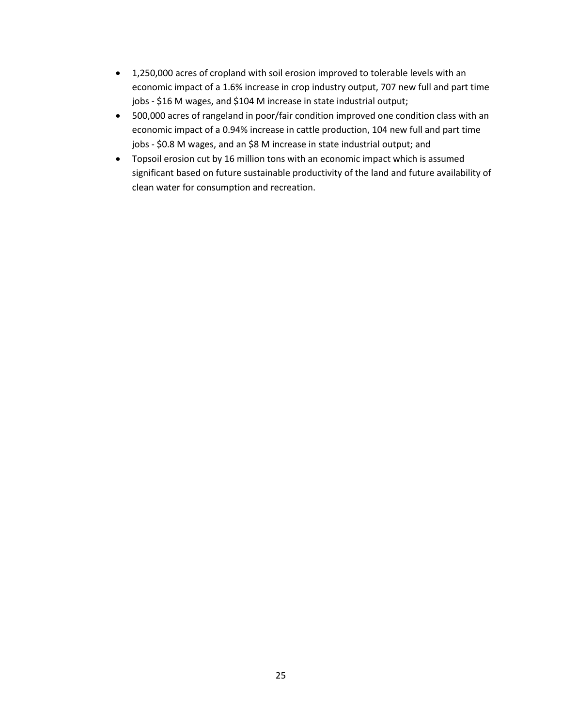- 1,250,000 acres of cropland with soil erosion improved to tolerable levels with an economic impact of a 1.6% increase in crop industry output, 707 new full and part time jobs - $16 M wages, and $104 M increase in state industrial output;
- 500,000 acres of rangeland in poor/fair condition improved one condition class with an economic impact of a 0.94% increase in cattle production, 104 new full and part time jobs - $0.8 M wages, and an $8 M increase in state industrial output; and
- Topsoil erosion cut by 16 million tons with an economic impact which is assumed significant based on future sustainable productivity of the land and future availability of clean water for consumption and recreation.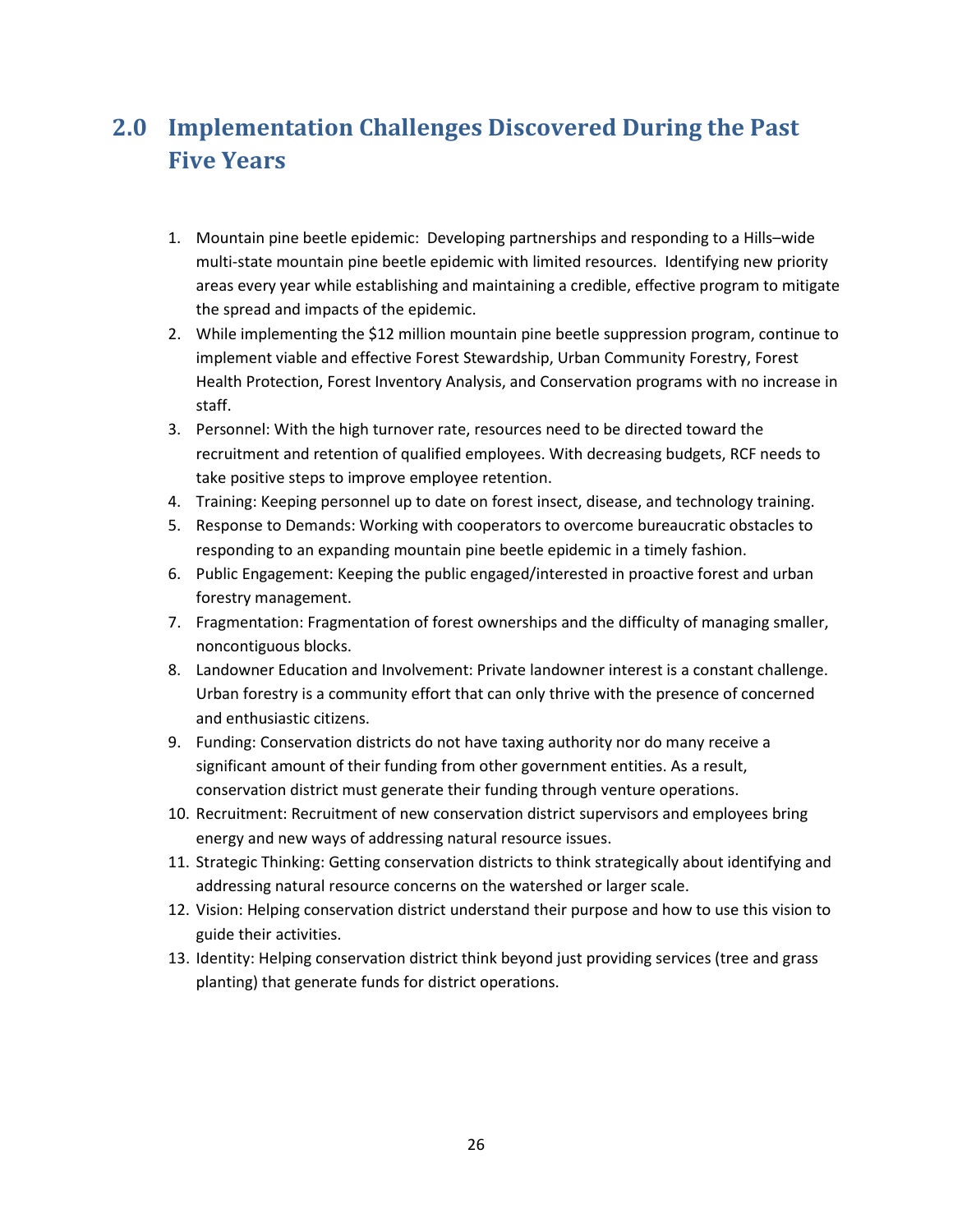## 2.0 Implementation Challenges Discovered During the Past Five Years

1. Mountain pine beetle epidemic: Developing partnerships and responding to a Hills–wide multi-state mountain pine beetle epidemic with limited resources. Identifying new priority areas every year while establishing and maintaining a credible, effective program to mitigate the spread and impacts of the epidemic.
2. While implementing the $12 million mountain pine beetle suppression program, continue to implement viable and effective Forest Stewardship, Urban Community Forestry, Forest Health Protection, Forest Inventory Analysis, and Conservation programs with no increase in staff.
3. Personnel: With the high turnover rate, resources need to be directed toward the recruitment and retention of qualified employees. With decreasing budgets, RCF needs to take positive steps to improve employee retention.
4. Training: Keeping personnel up to date on forest insect, disease, and technology training.
5. Response to Demands: Working with cooperators to overcome bureaucratic obstacles to responding to an expanding mountain pine beetle epidemic in a timely fashion.
6. Public Engagement: Keeping the public engaged/interested in proactive forest and urban forestry management.
7. Fragmentation: Fragmentation of forest ownerships and the difficulty of managing smaller, noncontiguous blocks.
8. Landowner Education and Involvement: Private landowner interest is a constant challenge. Urban forestry is a community effort that can only thrive with the presence of concerned and enthusiastic citizens.
9. Funding: Conservation districts do not have taxing authority nor do many receive a significant amount of their funding from other government entities. As a result, conservation district must generate their funding through venture operations.
10. Recruitment: Recruitment of new conservation district supervisors and employees bring energy and new ways of addressing natural resource issues.
11. Strategic Thinking: Getting conservation districts to think strategically about identifying and addressing natural resource concerns on the watershed or larger scale.
12. Vision: Helping conservation district understand their purpose and how to use this vision to guide their activities.
13. Identity: Helping conservation district think beyond just providing services (tree and grass planting) that generate funds for district operations.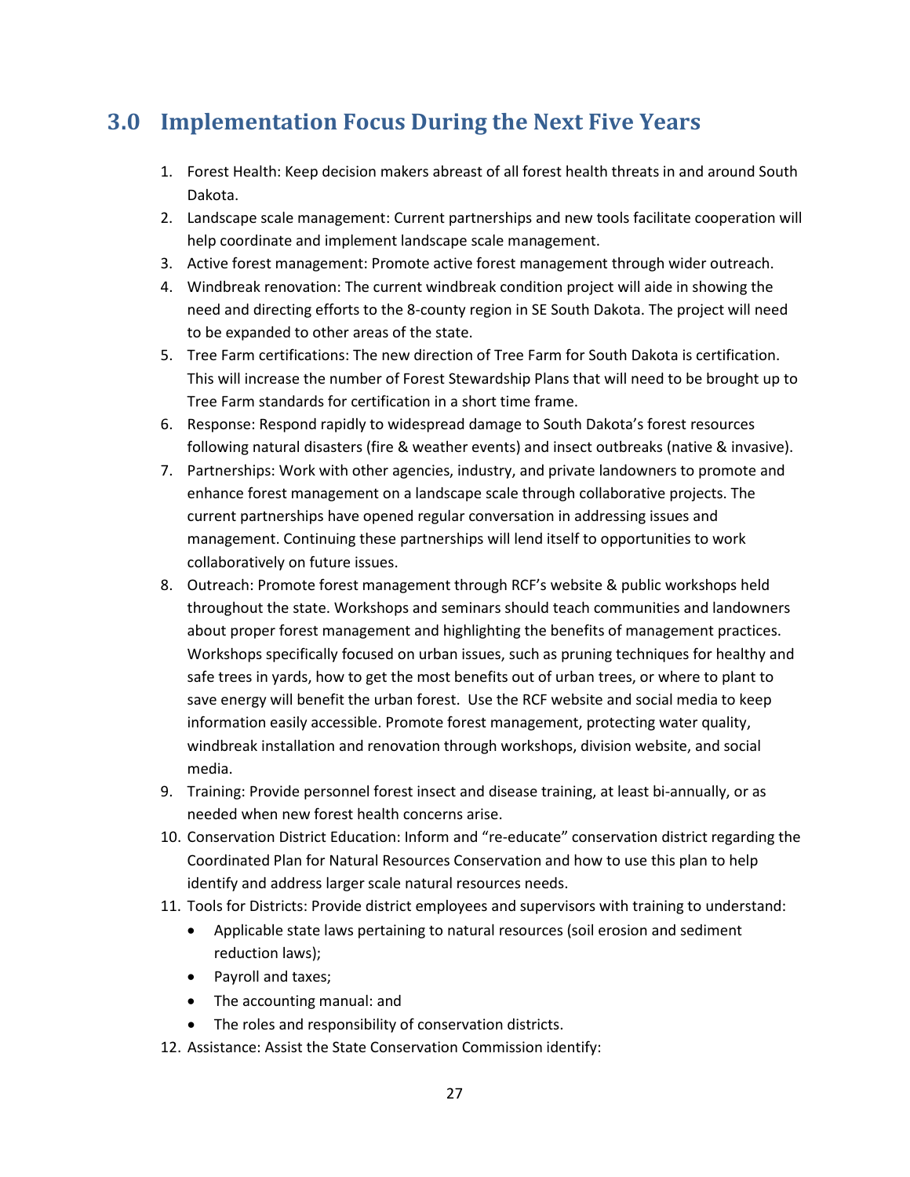## 3.0 Implementation Focus During the Next Five Years

1. Forest Health: Keep decision makers abreast of all forest health threats in and around South Dakota.
2. Landscape scale management: Current partnerships and new tools facilitate cooperation will help coordinate and implement landscape scale management.
3. Active forest management: Promote active forest management through wider outreach.
4. Windbreak renovation: The current windbreak condition project will aide in showing the need and directing efforts to the 8-county region in SE South Dakota. The project will need to be expanded to other areas of the state.
5. Tree Farm certifications: The new direction of Tree Farm for South Dakota is certification. This will increase the number of Forest Stewardship Plans that will need to be brought up to Tree Farm standards for certification in a short time frame.
6. Response: Respond rapidly to widespread damage to South Dakota's forest resources following natural disasters (fire & weather events) and insect outbreaks (native & invasive).
7. Partnerships: Work with other agencies, industry, and private landowners to promote and enhance forest management on a landscape scale through collaborative projects. The current partnerships have opened regular conversation in addressing issues and management. Continuing these partnerships will lend itself to opportunities to work collaboratively on future issues.
8. Outreach: Promote forest management through RCF's website & public workshops held throughout the state. Workshops and seminars should teach communities and landowners about proper forest management and highlighting the benefits of management practices. Workshops specifically focused on urban issues, such as pruning techniques for healthy and safe trees in yards, how to get the most benefits out of urban trees, or where to plant to save energy will benefit the urban forest. Use the RCF website and social media to keep information easily accessible. Promote forest management, protecting water quality, windbreak installation and renovation through workshops, division website, and social media.
9. Training: Provide personnel forest insect and disease training, at least bi-annually, or as needed when new forest health concerns arise.
10. Conservation District Education: Inform and "re-educate" conservation district regarding the Coordinated Plan for Natural Resources Conservation and how to use this plan to help identify and address larger scale natural resources needs.
11. Tools for Districts: Provide district employees and supervisors with training to understand:
    - Applicable state laws pertaining to natural resources (soil erosion and sediment reduction laws);
    - Payroll and taxes;
    - The accounting manual: and
    - The roles and responsibility of conservation districts.
12. Assistance: Assist the State Conservation Commission identify: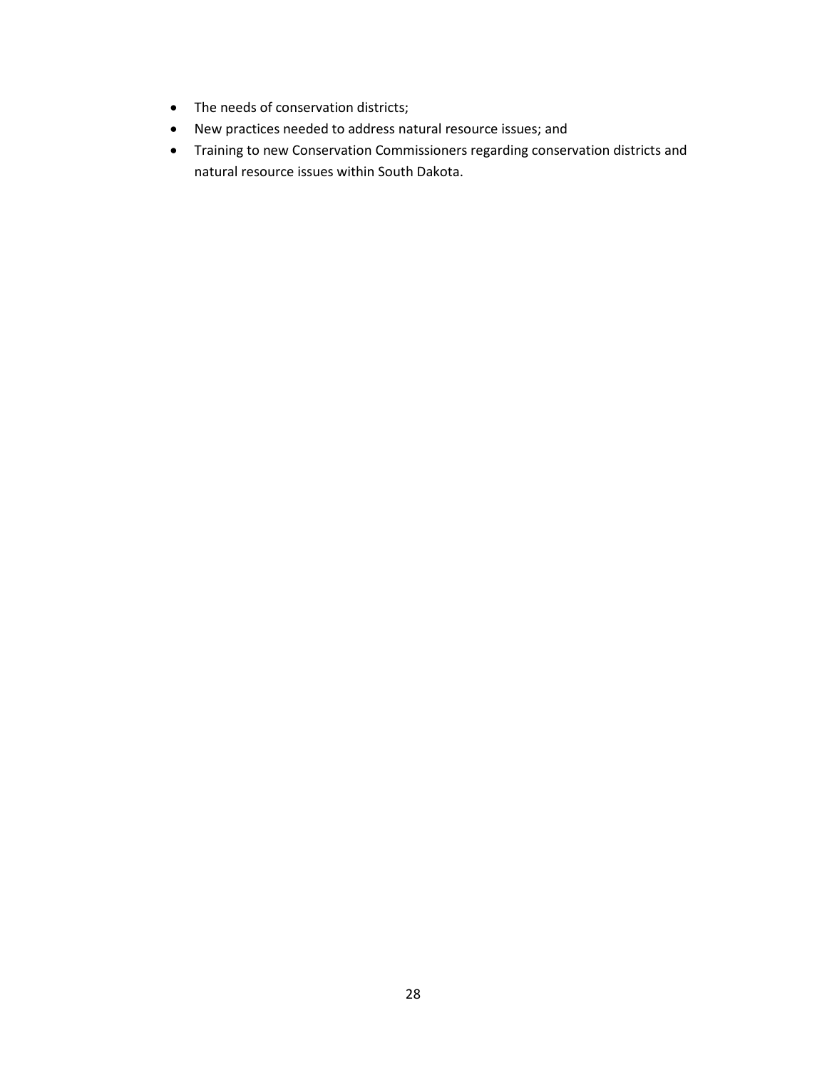- The needs of conservation districts;
- New practices needed to address natural resource issues; and
- Training to new Conservation Commissioners regarding conservation districts and natural resource issues within South Dakota.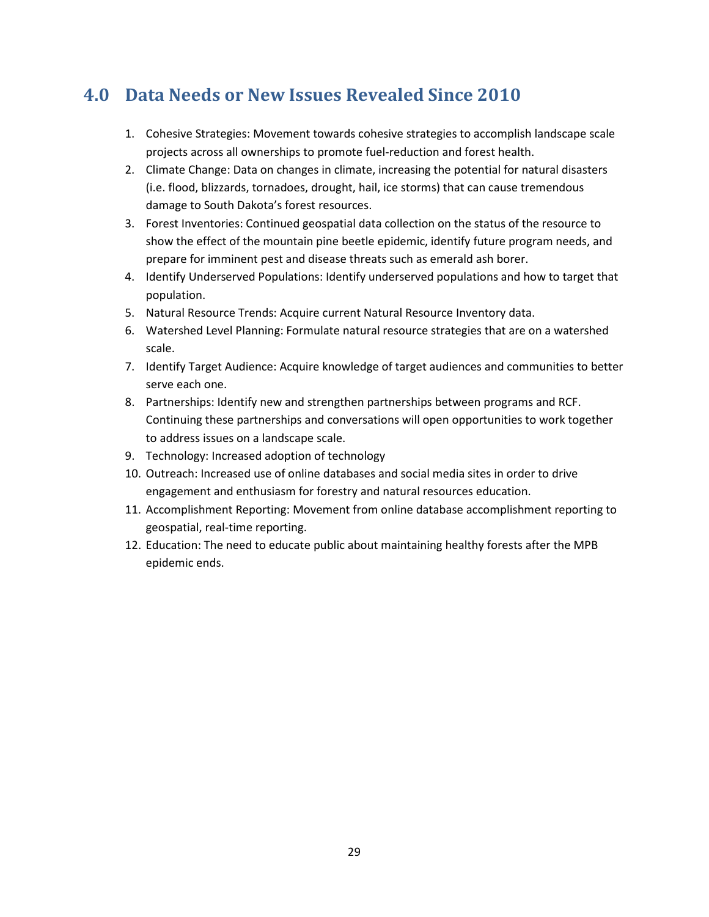## 4.0 Data Needs or New Issues Revealed Since 2010

1. Cohesive Strategies: Movement towards cohesive strategies to accomplish landscape scale projects across all ownerships to promote fuel-reduction and forest health.
2. Climate Change: Data on changes in climate, increasing the potential for natural disasters (i.e. flood, blizzards, tornadoes, drought, hail, ice storms) that can cause tremendous damage to South Dakota's forest resources.
3. Forest Inventories: Continued geospatial data collection on the status of the resource to show the effect of the mountain pine beetle epidemic, identify future program needs, and prepare for imminent pest and disease threats such as emerald ash borer.
4. Identify Underserved Populations: Identify underserved populations and how to target that population.
5. Natural Resource Trends: Acquire current Natural Resource Inventory data.
6. Watershed Level Planning: Formulate natural resource strategies that are on a watershed scale.
7. Identify Target Audience: Acquire knowledge of target audiences and communities to better serve each one.
8. Partnerships: Identify new and strengthen partnerships between programs and RCF. Continuing these partnerships and conversations will open opportunities to work together to address issues on a landscape scale.
9. Technology: Increased adoption of technology
10. Outreach: Increased use of online databases and social media sites in order to drive engagement and enthusiasm for forestry and natural resources education.
11. Accomplishment Reporting: Movement from online database accomplishment reporting to geospatial, real-time reporting.
12. Education: The need to educate public about maintaining healthy forests after the MPB epidemic ends.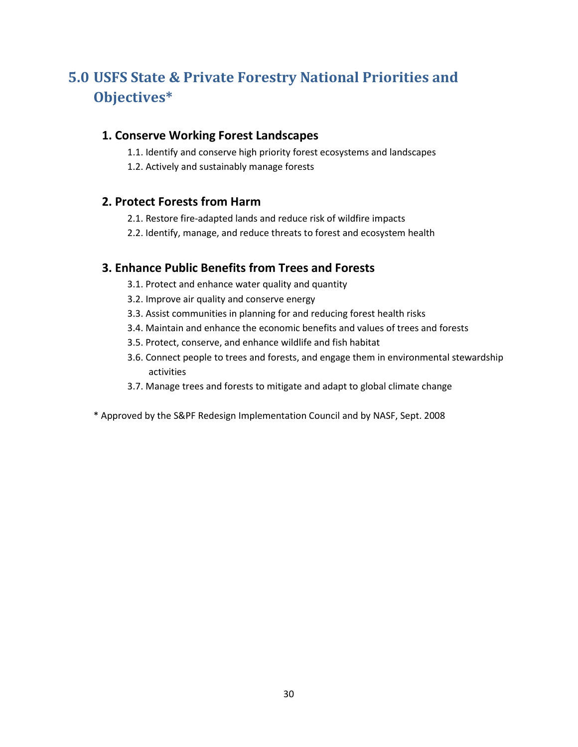# 5.0 USFS State & Private Forestry National Priorities and Objectives*

## 1. Conserve Working Forest Landscapes

1.1. Identify and conserve high priority forest ecosystems and landscapes

1.2. Actively and sustainably manage forests

## 2. Protect Forests from Harm

2.1. Restore fire-adapted lands and reduce risk of wildfire impacts

2.2. Identify, manage, and reduce threats to forest and ecosystem health

## 3. Enhance Public Benefits from Trees and Forests

3.1. Protect and enhance water quality and quantity

3.2. Improve air quality and conserve energy

3.3. Assist communities in planning for and reducing forest health risks

3.4. Maintain and enhance the economic benefits and values of trees and forests

3.5. Protect, conserve, and enhance wildlife and fish habitat

3.6. Connect people to trees and forests, and engage them in environmental stewardship activities

3.7. Manage trees and forests to mitigate and adapt to global climate change

* Approved by the S&PF Redesign Implementation Council and by NASF, Sept. 2008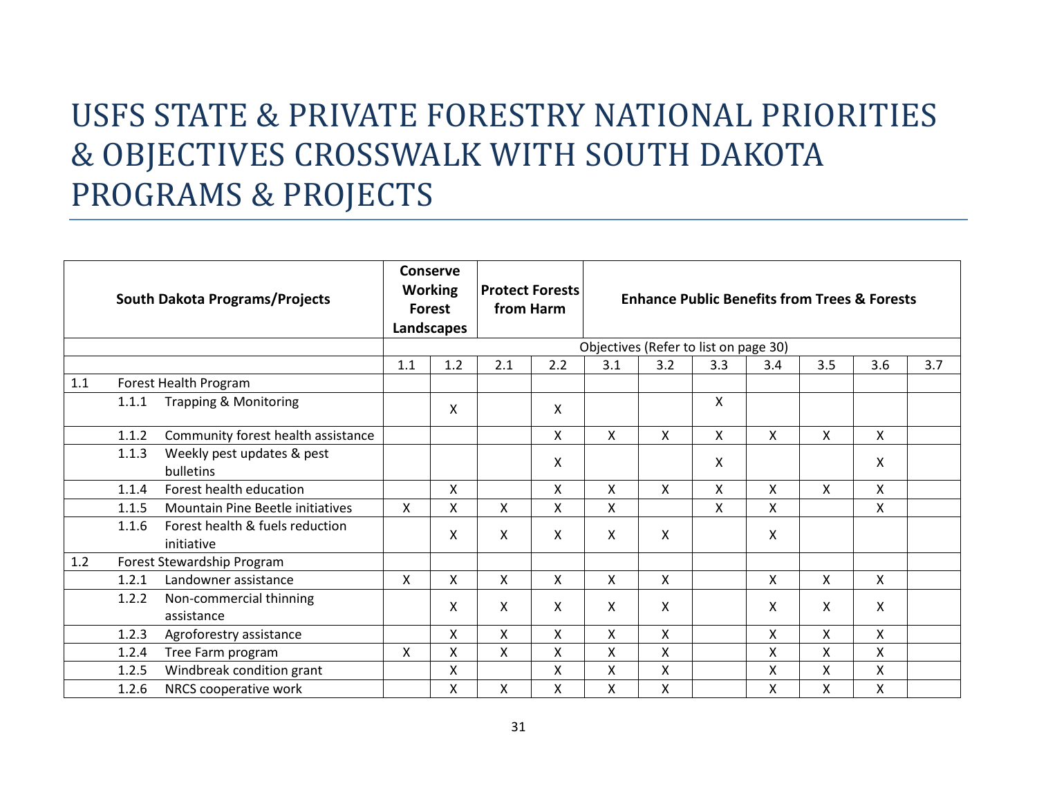# USFS STATE & PRIVATE FORESTRY NATIONAL PRIORITIES & OBJECTIVES CROSSWALK WITH SOUTH DAKOTA PROGRAMS & PROJECTS

| South Dakota Programs/Projects | | | Conserve Working Forest Landscapes | | Protect Forests from Harm | | Enhance Public Benefits from Trees & Forests | | | | | | |
|---|---|---|---|---|---|---|---|---|---|---|---|---|---|
| | | | Objectives (Refer to list on page 30) | | | | | | | | | | |
| | | | 1.1 | 1.2 | 2.1 | 2.2 | 3.1 | 3.2 | 3.3 | 3.4 | 3.5 | 3.6 | 3.7 |
| 1.1 | Forest Health Program | | | | | | | | | | | | |
| | 1.1.1 | Trapping & Monitoring | | X | | X | | | X | | | | |
| | 1.1.2 | Community forest health assistance | | | | X | X | X | X | X | X | X | |
| | 1.1.3 | Weekly pest updates & pest bulletins | | | | X | | | X | | | X | |
| | 1.1.4 | Forest health education | | X | | X | X | X | X | X | X | X | |
| | 1.1.5 | Mountain Pine Beetle initiatives | X | X | X | X | X | | X | X | | X | |
| | 1.1.6 | Forest health & fuels reduction initiative | | X | X | X | X | X | | X | | | |
| 1.2 | Forest Stewardship Program | | | | | | | | | | | | |
| | 1.2.1 | Landowner assistance | X | X | X | X | X | X | | X | X | X | |
| | 1.2.2 | Non-commercial thinning assistance | | X | X | X | X | X | | X | X | X | |
| | 1.2.3 | Agroforestry assistance | | X | X | X | X | X | | X | X | X | |
| | 1.2.4 | Tree Farm program | X | X | X | X | X | X | | X | X | X | |
| | 1.2.5 | Windbreak condition grant | | X | | X | X | X | | X | X | X | |
| | 1.2.6 | NRCS cooperative work | | X | X | X | X | X | | X | X | X | |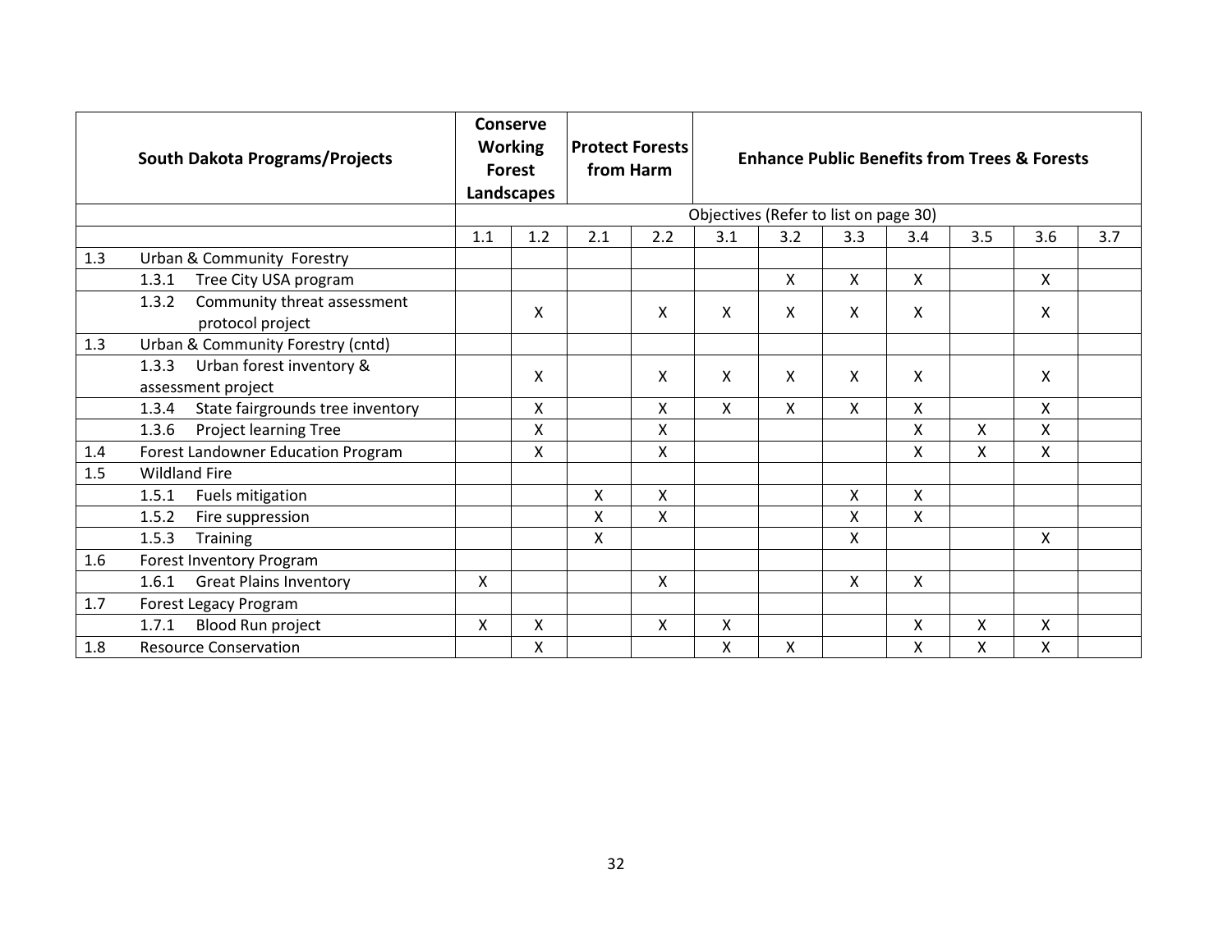| South Dakota Programs/Projects | | Conserve Working Forest Landscapes | | Protect Forests from Harm | | Enhance Public Benefits from Trees & Forests | | | | | | |
|---|---|---|---|---|---|---|---|---|---|---|---|---|
| | | Objectives (Refer to list on page 30) | | | | | | | | | | |
| | | 1.1 | 1.2 | 2.1 | 2.2 | 3.1 | 3.2 | 3.3 | 3.4 | 3.5 | 3.6 | 3.7 |
| 1.3 | Urban & Community Forestry | | | | | | | | | | | |
| | 1.3.1 Tree City USA program | | | | | | X | X | X | | X | |
| | 1.3.2 Community threat assessment protocol project | | X | | X | X | X | X | X | | X | |
| 1.3 | Urban & Community Forestry (cntd) | | | | | | | | | | | |
| | 1.3.3 Urban forest inventory & assessment project | | X | | X | X | X | X | X | | X | |
| | 1.3.4 State fairgrounds tree inventory | | X | | X | X | X | X | X | | X | |
| | 1.3.6 Project learning Tree | | X | | X | | | | X | X | X | |
| 1.4 | Forest Landowner Education Program | | X | | X | | | | X | X | X | |
| 1.5 | Wildland Fire | | | | | | | | | | | |
| | 1.5.1 Fuels mitigation | | | X | X | | | X | X | | | |
| | 1.5.2 Fire suppression | | | X | X | | | X | X | | | |
| | 1.5.3 Training | | | X | | | | X | | | X | |
| 1.6 | Forest Inventory Program | | | | | | | | | | | |
| | 1.6.1 Great Plains Inventory | X | | | X | | | X | X | | | |
| 1.7 | Forest Legacy Program | | | | | | | | | | | |
| | 1.7.1 Blood Run project | X | X | | X | X | | | X | X | X | |
| 1.8 | Resource Conservation | | X | | | X | X | | X | X | X | |